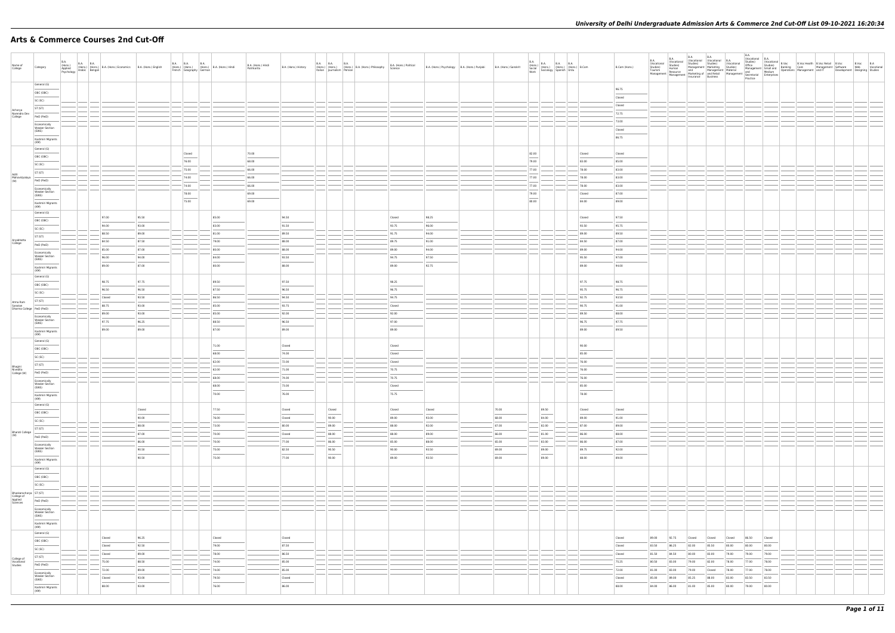# Arts & Commerce Courses 2nd Cut-Off

| Name of College | Category | B.A. (Hons.) Applied Psychology | B.A. (Hons.) Arabic | B.A. (Hons.) Bengali | B.A. (Hons.) Economics | B.A. (Hons.) English | B.A. (Hons.) French | B.A. (Hons.) Geography | B.A. (Hons.) German | B.A. (Hons.) Hindi | B.A. (Hons.) Hindi Patrikarita | B.A. (Hons.) History | B.A. (Hons.) Italian | B.A. (Hons.) Journalism | B.A. (Hons.) Persian | B.A. (Hons.) Philosophy | B.A. (Hons.) Political Science | B.A. (Hons.) Psychology | B.A. (Hons.) Punjabi | B.A. (Hons.) Sanskrit | B.A. (Hons.) Social Work | B.A. (Hons.) Sociology | B.A. (Hons.) Spanish | B.A. (Hons.) Urdu | B.Com | B.Com (Hons.) | B.A. (Vocational Studies) Tourism Management | B.A. (Vocational Studies) Human Resource Management | B.A. (Vocational Studies) Management and Marketing of Insurance | B.A. (Vocational Studies) Marketing Management and Retail Business | B.A. (Vocational Studies) Material Management | B.A. (Vocational Studies) Office Management and Secretarial Practice | B.A. (Vocational Studies) Small and Medium Enterprises | B.Voc Banking Operations | B.Voc Health Care Management | B.Voc Retail Management and IT | B.Voc Software Development | B.Voc Web Designing | B.A Vocational Studies |
|---|---|---|---|---|---|---|---|---|---|---|---|---|---|---|---|---|---|---|---|---|---|---|---|---|---|---|---|---|---|---|---|---|---|---|---|---|---|---|---|
| Acharya Narendra Dev College | General (G) | | | | | | | | | | | | | | | | | | | | | | | | | 96.75 | | | | | | | | | | | | | |
| | OBC (OBC) | | | | | | | | | | | | | | | | | | | | | | | | | Closed | | | | | | | | | | | | | |
| | SC (SC) | | | | | | | | | | | | | | | | | | | | | | | | | Closed | | | | | | | | | | | | | |
| | ST (ST) | | | | | | | | | | | | | | | | | | | | | | | | | 72.75 | | | | | | | | | | | | | |
| | PwD (PwD) | | | | | | | | | | | | | | | | | | | | | | | | | 73.00 | | | | | | | | | | | | | |
| | Economically Weaker Section (EWS) | | | | | | | | | | | | | | | | | | | | | | | | | Closed | | | | | | | | | | | | | |
| | Kashmiri Migrants (KM) | | | | | | | | | | | | | | | | | | | | | | | | | 86.75 | | | | | | | | | | | | | |
| Aditi Mahavidyalaya (W) | General (G) | | | | | | Closed | | | | 70.00 | | | | | | | | | | 82.00 | | | | Closed | Closed | | | | | | | | | | | | | |
| | OBC (OBC) | | | | | | 76.00 | | | | 68.00 | | | | | | | | | | 79.00 | | | | 83.00 | 85.00 | | | | | | | | | | | | | |
| | SC (SC) | | | | | | 75.00 | | | | 66.00 | | | | | | | | | | 77.00 | | | | 78.00 | 83.00 | | | | | | | | | | | | | |
| | ST (ST) | | | | | | 74.00 | | | | 66.00 | | | | | | | | | | 77.00 | | | | 78.00 | 83.00 | | | | | | | | | | | | | |
| | PwD (PwD) | | | | | | 74.00 | | | | 66.00 | | | | | | | | | | 77.00 | | | | 78.00 | 83.00 | | | | | | | | | | | | | |
| | Economically Weaker Section (EWS) | | | | | | 78.00 | | | | 69.00 | | | | | | | | | | 79.00 | | | | Closed | 87.00 | | | | | | | | | | | | | |
| | Kashmiri Migrants (KM) | | | | | | 75.00 | | | | 69.00 | | | | | | | | | | 80.00 | | | | 84.00 | 89.00 | | | | | | | | | | | | | |
| Aryabhatta College | General (G) | | | | 97.00 | 95.50 | | | | 85.00 | | 94.50 | | | | | Closed | 98.25 | | | | | | | Closed | 97.50 | | | | | | | | | | | | | |
| | OBC (OBC) | | | | 96.00 | 93.00 | | | | 83.00 | | 91.50 | | | | | 93.75 | 96.00 | | | | | | | 93.50 | 95.75 | | | | | | | | | | | | | |
| | SC (SC) | | | | 88.50 | 89.00 | | | | 81.00 | | 89.50 | | | | | 91.75 | 94.00 | | | | | | | 89.00 | 89.50 | | | | | | | | | | | | | |
| | ST (ST) | | | | 84.50 | 87.50 | | | | 79.00 | | 88.00 | | | | | 89.75 | 91.00 | | | | | | | 84.50 | 87.00 | | | | | | | | | | | | | |
| | PwD (PwD) | | | | 85.00 | 87.00 | | | | 80.00 | | 88.00 | | | | | 88.00 | 94.00 | | | | | | | 89.00 | 94.00 | | | | | | | | | | | | | |
| | Economically Weaker Section (EWS) | | | | 96.00 | 94.00 | | | | 84.00 | | 93.50 | | | | | 94.75 | 97.50 | | | | | | | 95.50 | 97.00 | | | | | | | | | | | | | |
| | Kashmiri Migrants (KM) | | | | 89.00 | 87.00 | | | | 80.00 | | 88.00 | | | | | 89.00 | 93.75 | | | | | | | 89.00 | 94.00 | | | | | | | | | | | | | |
| Atma Ram Sanatan Dharma College | General (G) | | | | 98.75 | 97.75 | | | | 89.50 | | 97.50 | | | | | 98.25 | | | | | | | | 97.75 | 98.75 | | | | | | | | | | | | | |
| | OBC (OBC) | | | | 96.50 | 96.50 | | | | 87.50 | | 96.50 | | | | | 96.75 | | | | | | | | 95.75 | 96.75 | | | | | | | | | | | | | |
| | SC (SC) | | | | Closed | 93.50 | | | | 86.50 | | 94.50 | | | | | 94.75 | | | | | | | | 92.75 | 93.50 | | | | | | | | | | | | | |
| | ST (ST) | | | | 88.75 | 93.00 | | | | 85.00 | | 93.75 | | | | | Closed | | | | | | | | 90.75 | 91.00 | | | | | | | | | | | | | |
| | PwD (PwD) | | | | 89.00 | 93.00 | | | | 85.00 | | 92.00 | | | | | 92.00 | | | | | | | | 89.50 | 88.00 | | | | | | | | | | | | | |
| | Economically Weaker Section (EWS) | | | | 97.75 | 96.25 | | | | 88.50 | | 96.50 | | | | | 97.00 | | | | | | | | 96.75 | 97.75 | | | | | | | | | | | | | |
| | Kashmiri Migrants (KM) | | | | 89.00 | 89.00 | | | | 87.00 | | 89.00 | | | | | 89.00 | | | | | | | | 89.00 | 89.50 | | | | | | | | | | | | | |
| Bhagini Nivedita College (W) | General (G) | | | | | | | | | 71.00 | | Closed | | | | | Closed | | | | | | | | 90.00 | | | | | | | | | | | | | | |
| | OBC (OBC) | | | | | | | | | 68.00 | | 74.00 | | | | | Closed | | | | | | | | 85.00 | | | | | | | | | | | | | | |
| | SC (SC) | | | | | | | | | 62.00 | | 72.00 | | | | | Closed | | | | | | | | 76.00 | | | | | | | | | | | | | | |
| | ST (ST) | | | | | | | | | 62.00 | | 72.00 | | | | | 70.75 | | | | | | | | 76.00 | | | | | | | | | | | | | | |
| | PwD (PwD) | | | | | | | | | 68.00 | | 74.00 | | | | | 70.75 | | | | | | | | 76.00 | | | | | | | | | | | | | | |
| | Economically Weaker Section (EWS) | | | | | | | | | 68.00 | | 72.00 | | | | | Closed | | | | | | | | 85.00 | | | | | | | | | | | | | | |
| | Kashmiri Migrants (KM) | | | | | | | | | 70.00 | | 76.00 | | | | | 75.75 | | | | | | | | 78.00 | | | | | | | | | | | | | | |
| Bharati College (W) | General (G) | | | | | Closed | | | | 77.50 | | Closed | | Closed | | | Closed | Closed | | 70.00 | 89.50 | | | | Closed | Closed | | | | | | | | | | | | | |
| | OBC (OBC) | | | | | 90.00 | | | | 76.00 | | Closed | | 90.00 | | | 89.00 | 93.00 | | 68.00 | 84.00 | | | | 89.00 | 91.00 | | | | | | | | | | | | | |
| | SC (SC) | | | | | 88.00 | | | | 72.00 | | 80.00 | | 89.00 | | | 88.00 | 92.00 | | 67.00 | 82.00 | | | | 87.00 | 89.00 | | | | | | | | | | | | | |
| | ST (ST) | | | | | 87.00 | | | | 70.00 | | Closed | | 88.00 | | | 88.00 | 89.00 | | 66.00 | 81.00 | | | | 86.00 | 88.00 | | | | | | | | | | | | | |
| | PwD (PwD) | | | | | 86.00 | | | | 70.00 | | 77.00 | | 86.00 | | | 88.00 | 88.00 | | 65.00 | 83.00 | | | | 86.00 | 87.00 | | | | | | | | | | | | | |
| | Economically Weaker Section (EWS) | | | | | 90.50 | | | | 75.00 | | 82.50 | | 90.50 | | | 90.00 | 93.50 | | 69.00 | 89.00 | | | | 89.75 | 92.00 | | | | | | | | | | | | | |
| | Kashmiri Migrants (KM) | | | | | 90.50 | | | | 75.00 | | 77.00 | | 90.00 | | | 89.00 | 93.50 | | 69.00 | 89.00 | | | | 88.00 | 89.00 | | | | | | | | | | | | | |
| Bhaskaracharya College of Applied Sciences | General (G) | | | | | | | | | | | | | | | | | | | | | | | | | | | | | | | | | | | | | | |
| | OBC (OBC) | | | | | | | | | | | | | | | | | | | | | | | | | | | | | | | | | | | | | | |
| | SC (SC) | | | | | | | | | | | | | | | | | | | | | | | | | | | | | | | | | | | | | | |
| | ST (ST) | | | | | | | | | | | | | | | | | | | | | | | | | | | | | | | | | | | | | | |
| | PwD (PwD) | | | | | | | | | | | | | | | | | | | | | | | | | | | | | | | | | | | | | | |
| | Economically Weaker Section (EWS) | | | | | | | | | | | | | | | | | | | | | | | | | | | | | | | | | | | | | | |
| | Kashmiri Migrants (KM) | | | | | | | | | | | | | | | | | | | | | | | | | | | | | | | | | | | | | | |
| College of Vocational Studies | General (G) | | | | Closed | 96.25 | | | | Closed | | Closed | | | | | | | | | | | | | | Closed | 89.00 | 92.75 | Closed | Closed | Closed | 86.50 | Closed | | | | | | |
| | OBC (OBC) | | | | Closed | 92.50 | | | | 79.00 | | 87.50 | | | | | | | | | | | | | | Closed | 83.50 | 86.25 | 82.00 | 85.50 | 80.00 | 80.00 | 80.00 | | | | | | |
| | SC (SC) | | | | Closed | 89.00 | | | | 78.00 | | 86.50 | | | | | | | | | | | | | | Closed | 81.50 | 84.50 | 80.00 | 83.00 | 79.00 | 79.00 | 79.00 | | | | | | |
| | ST (ST) | | | | 75.00 | 88.50 | | | | 74.00 | | 85.00 | | | | | | | | | | | | | | 75.25 | 80.50 | 83.00 | 79.00 | 82.00 | 78.00 | 77.00 | 78.00 | | | | | | |
| | PwD (PwD) | | | | 72.00 | 89.00 | | | | 74.00 | | 85.00 | | | | | | | | | | | | | | 72.00 | 81.00 | 83.00 | 79.00 | Closed | 78.00 | 77.00 | 78.00 | | | | | | |
| | Economically Weaker Section (EWS) | | | | Closed | 93.00 | | | | 79.50 | | Closed | | | | | | | | | | | | | | Closed | 85.00 | 89.00 | 85.25 | 88.00 | 83.00 | 83.50 | 83.50 | | | | | | |
| | Kashmiri Migrants (KM) | | | | 88.00 | 93.00 | | | | 76.00 | | 86.00 | | | | | | | | | | | | | | 88.00 | 84.00 | 86.00 | 81.00 | 85.00 | 80.00 | 79.00 | 80.00 | | | | | | |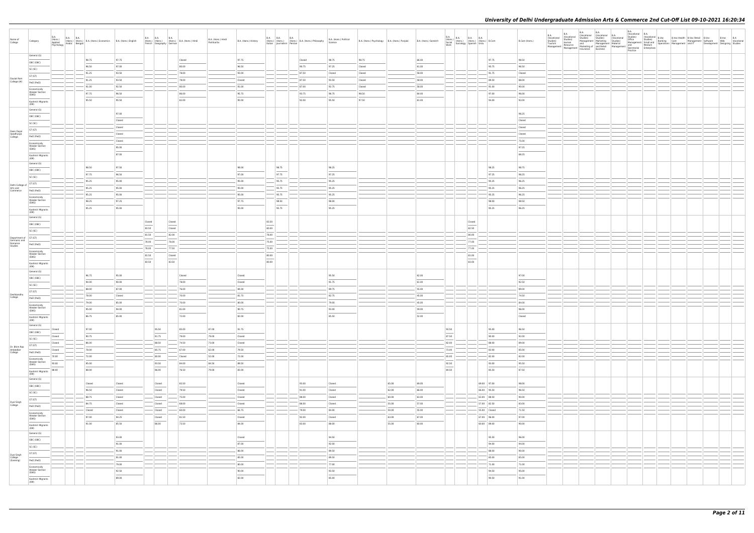# University of Delhi Undergraduate Admission Arts & Commerce 2nd Cut-Off List 09-10-2021 16:20:34

| Name of College | Category | B.A. (Hons.) Applied Psychology | B.A. (Hons.) Arabic | B.A. (Hons.) Bengali | B.A. (Hons.) Economics | B.A. (Hons.) English | B.A. (Hons.) French | B.A. (Hons.) Geography | B.A. (Hons.) German | B.A. (Hons.) Hindi | B.A. (Hons.) Hindi Patrikarita | B.A. (Hons.) History | B.A. (Hons.) Italian | B.A. (Hons.) Journalism | B.A. (Hons.) Persian | B.A. (Hons.) Philosophy | B.A. (Hons.) Political Science | B.A. (Hons.) Psychology | B.A. (Hons.) Punjabi | B.A. (Hons.) Sanskrit | B.A. (Hons.) Social Work | B.A. (Hons.) Sociology | B.A. (Hons.) Spanish | B.A. (Hons.) Urdu | B.Com | B.Com (Hons.) | B.A. (Vocational Studies) Tourism Management | B.A. (Vocational Studies) Human Resource Management | B.A. (Vocational Studies) Management and Marketing of Insurance | B.A. (Vocational Studies) Marketing Management and Retail Business | B.A. (Vocational Studies) Material Management | B.A. (Vocational Studies) Office Management and Secretarial Practice | B.A. (Vocational Studies) Small and Medium Enterprises | B.Voc Banking Operations | B.Voc Health Care Management | B.Voc Retail Management and IT | B.Voc Software Development | B.Voc Web Designing | B.A. Vocational Studies |
|---|---|---|---|---|---|---|---|---|---|---|---|---|---|---|---|---|---|---|---|---|---|---|---|---|---|---|---|---|---|---|---|---|---|---|---|---|---|---|---|
| Daulat Ram College (W) | General (G) | | | | 98.75 | 97.75 | | | | Closed | | 97.75 | | | | Closed | 98.75 | 98.75 | | 86.00 | | | | | 97.75 | 98.50 | | | | | | | | | | | | | |
| | OBC (OBC) | | | | 96.50 | 97.00 | | | | 80.00 | | 96.50 | | | | 98.75 | 97.25 | Closed | | 61.00 | | | | | 95.75 | 96.50 | | | | | | | | | | | | | |
| | SC (SC) | | | | 91.25 | 93.50 | | | | 78.00 | | 93.00 | | | | 87.50 | Closed | Closed | | 58.00 | | | | | 91.75 | Closed | | | | | | | | | | | | | |
| | ST (ST) | | | | 91.25 | 93.50 | | | | 78.00 | | Closed | | | | 87.50 | 93.50 | Closed | | 58.00 | | | | | 89.50 | 88.00 | | | | | | | | | | | | | |
| | PwD (PwD) | | | | 91.00 | 92.50 | | | | 80.00 | | 91.00 | | | | 87.00 | 92.75 | Closed | | 58.00 | | | | | 91.00 | 90.00 | | | | | | | | | | | | | |
| | Economically Weaker Section (EWS) | | | | 97.75 | 96.50 | | | | 86.00 | | 95.75 | | | | 93.75 | 96.75 | 98.50 | | 64.00 | | | | | 97.00 | 96.00 | | | | | | | | | | | | | |
| | Kashmiri Migrants (KM) | | | | 95.50 | 95.50 | | | | 82.00 | | 95.00 | | | | 92.00 | 95.50 | 97.50 | | 61.00 | | | | | 94.00 | 93.00 | | | | | | | | | | | | | |
| Deen Dayal Upadhyaya College | General (G) | | | | | 97.00 | | | | | | | | | | | | | | | | | | | | 98.25 | | | | | | | | | | | | | |
| | OBC (OBC) | | | | | Closed | | | | | | | | | | | | | | | | | | | | Closed | | | | | | | | | | | | | |
| | SC (SC) | | | | | Closed | | | | | | | | | | | | | | | | | | | | Closed | | | | | | | | | | | | | |
| | ST (ST) | | | | | Closed | | | | | | | | | | | | | | | | | | | | Closed | | | | | | | | | | | | | |
| | PwD (PwD) | | | | | Closed | | | | | | | | | | | | | | | | | | | | 73.00 | | | | | | | | | | | | | |
| | Economically Weaker Section (EWS) | | | | | 95.00 | | | | | | | | | | | | | | | | | | | | 97.25 | | | | | | | | | | | | | |
| | Kashmiri Migrants (KM) | | | | | 97.00 | | | | | | | | | | | | | | | | | | | | 88.25 | | | | | | | | | | | | | |
| Delhi College of Arts and Commerce | General (G) | | | | 98.50 | 97.50 | | | | | | 98.00 | | 98.75 | | | 98.25 | | | | | | | | 98.25 | 98.75 | | | | | | | | | | | | | |
| | OBC (OBC) | | | | 97.75 | 96.50 | | | | | | 97.00 | | 97.75 | | | 97.25 | | | | | | | | 97.25 | 98.25 | | | | | | | | | | | | | |
| | SC (SC) | | | | 95.25 | 95.00 | | | | | | 95.00 | | 95.75 | | | 95.25 | | | | | | | | 95.25 | 96.25 | | | | | | | | | | | | | |
| | ST (ST) | | | | 95.25 | 95.00 | | | | | | 95.00 | | 95.75 | | | 95.25 | | | | | | | | 95.25 | 96.25 | | | | | | | | | | | | | |
| | PwD (PwD) | | | | 95.25 | 95.00 | | | | | | 95.00 | | 95.75 | | | 95.25 | | | | | | | | 95.25 | 96.25 | | | | | | | | | | | | | |
| | Economically Weaker Section (EWS) | | | | 98.25 | 97.25 | | | | | | 97.75 | | 98.50 | | | 98.00 | | | | | | | | 98.00 | 98.50 | | | | | | | | | | | | | |
| | Kashmiri Migrants (KM) | | | | 95.25 | 95.00 | | | | | | 95.00 | | 95.75 | | | 95.25 | | | | | | | | 95.25 | 96.25 | | | | | | | | | | | | | |
| Department of Germanic and Romance Studies | General (G) | | | | | | Closed | | Closed | | | | 83.50 | | | | | | | | | | Closed | | | | | | | | | | | | | | | | |
| | OBC (OBC) | | | | | | 83.50 | | Closed | | | | 80.00 | | | | | | | | | | 82.50 | | | | | | | | | | | | | | | | |
| | SC (SC) | | | | | | 81.50 | | 82.00 | | | | 78.00 | | | | | | | | | | 80.00 | | | | | | | | | | | | | | | | |
| | ST (ST) | | | | | | 78.00 | | 78.00 | | | | 75.00 | | | | | | | | | | 77.00 | | | | | | | | | | | | | | | | |
| | PwD (PwD) | | | | | | 78.00 | | 77.50 | | | | 75.00 | | | | | | | | | | 77.00 | | | | | | | | | | | | | | | | |
| | Economically Weaker Section (EWS) | | | | | | 81.50 | | Closed | | | | 80.00 | | | | | | | | | | 81.00 | | | | | | | | | | | | | | | | |
| | Kashmiri Migrants (KM) | | | | | | 83.50 | | 83.50 | | | | 80.00 | | | | | | | | | | 83.00 | | | | | | | | | | | | | | | | |
| Deshbandhu College | General (G) | | | | 96.75 | 95.00 | | | | Closed | | Closed | | | | | 95.50 | | | 62.00 | | | | | | 97.00 | | | | | | | | | | | | | |
| | OBC (OBC) | | | | 94.00 | 90.00 | | | | 78.00 | | Closed | | | | | 91.75 | | | 61.00 | | | | | | 92.50 | | | | | | | | | | | | | |
| | SC (SC) | | | | 88.00 | 87.00 | | | | 76.00 | | 84.00 | | | | | 89.75 | | | 55.00 | | | | | | 89.00 | | | | | | | | | | | | | |
| | ST (ST) | | | | 78.00 | Closed | | | | 70.00 | | 81.75 | | | | | 92.75 | | | 45.00 | | | | | | 74.50 | | | | | | | | | | | | | |
| | PwD (PwD) | | | | 79.00 | 85.00 | | | | 73.00 | | 80.00 | | | | | 78.00 | | | 45.00 | | | | | | 84.00 | | | | | | | | | | | | | |
| | Economically Weaker Section (EWS) | | | | 95.00 | 94.00 | | | | 81.00 | | 90.75 | | | | | 93.00 | | | 59.00 | | | | | | 96.00 | | | | | | | | | | | | | |
| | Kashmiri Migrants (KM) | | | | 86.75 | 85.00 | | | | 72.00 | | 82.00 | | | | | 85.50 | | | 52.00 | | | | | | Closed | | | | | | | | | | | | | |
| Dr. Bhim Rao Ambedkar College | General (G) | Closed | | | 97.00 | | | 95.50 | | 85.00 | 87.00 | 91.75 | | | | | | | | | 93.50 | | | | 95.00 | 96.50 | | | | | | | | | | | | | |
| | OBC (OBC) | Closed | | | 90.75 | | | 91.75 | | 79.00 | 79.00 | Closed | | | | | | | | | 87.50 | | | | 90.00 | 92.00 | | | | | | | | | | | | | |
| | SC (SC) | Closed | | | 86.00 | | | 88.50 | | 74.50 | 73.00 | Closed | | | | | | | | | 82.00 | | | | 88.00 | 89.00 | | | | | | | | | | | | | |
| | ST (ST) | Closed | | | 78.00 | | | 85.75 | | 67.00 | 62.00 | 79.50 | | | | | | | | | 73.00 | | | | 83.00 | 85.00 | | | | | | | | | | | | | |
| | PwD (PwD) | 78.00 | | | 72.00 | | | 80.00 | | Closed | 52.00 | 72.00 | | | | | | | | | 65.00 | | | | 82.00 | 82.00 | | | | | | | | | | | | | |
| | Economically Weaker Section (EWS) | 90.00 | | | 85.00 | | | 93.50 | | 84.00 | 84.50 | 89.50 | | | | | | | | | 92.50 | | | | 93.00 | 95.50 | | | | | | | | | | | | | |
| | Kashmiri Migrants (KM) | 88.00 | | | 80.00 | | | 86.00 | | 76.50 | 79.00 | 83.00 | | | | | | | | | 84.50 | | | | 85.50 | 87.50 | | | | | | | | | | | | | |
| Dyal Singh College | General (G) | | | | Closed | Closed | | Closed | | 83.50 | | Closed | | | | 93.00 | Closed | | 65.00 | 69.00 | | | | 69.00 | 97.00 | 98.00 | | | | | | | | | | | | | |
| | OBC (OBC) | | | | 96.50 | Closed | | Closed | | 79.50 | | Closed | | | | 93.00 | Closed | | 62.00 | 66.00 | | | | 66.00 | 95.50 | 96.50 | | | | | | | | | | | | | |
| | SC (SC) | | | | 89.75 | Closed | | Closed | | 75.00 | | Closed | | | | 88.00 | Closed | | 60.00 | 63.00 | | | | 63.00 | 88.50 | 90.00 | | | | | | | | | | | | | |
| | ST (ST) | | | | 84.75 | Closed | | Closed | | 68.00 | | Closed | | | | 86.00 | Closed | | 55.00 | 57.00 | | | | 57.00 | 82.50 | 83.00 | | | | | | | | | | | | | |
| | PwD (PwD) | | | | Closed | Closed | | Closed | | 69.00 | | 86.75 | | | | 79.00 | 84.00 | | 50.00 | 55.00 | | | | 55.00 | Closed | 71.50 | | | | | | | | | | | | | |
| | Economically Weaker Section (EWS) | | | | 97.00 | 96.25 | | Closed | | 81.50 | | Closed | | | | 92.00 | Closed | | 63.00 | 67.00 | | | | 67.00 | 96.00 | 97.00 | | | | | | | | | | | | | |
| | Kashmiri Migrants (KM) | | | | 91.00 | 85.50 | | 86.00 | | 73.50 | | 84.00 | | | | 83.00 | 88.00 | | 55.00 | 60.00 | | | | 60.00 | 89.00 | 90.00 | | | | | | | | | | | | | |
| Dyal Singh College (Evening) | General (G) | | | | | 93.00 | | | | | | Closed | | | | | 94.50 | | | | | | | | 95.50 | 96.00 | | | | | | | | | | | | | |
| | OBC (OBC) | | | | | 91.00 | | | | | | 87.00 | | | | | 92.00 | | | | | | | | 94.00 | 94.00 | | | | | | | | | | | | | |
| | SC (SC) | | | | | 91.00 | | | | | | 86.00 | | | | | 89.50 | | | | | | | | 88.00 | 90.00 | | | | | | | | | | | | | |
| | ST (ST) | | | | | 91.00 | | | | | | 85.00 | | | | | 89.50 | | | | | | | | 85.00 | 85.00 | | | | | | | | | | | | | |
| | PwD (PwD) | | | | | 79.00 | | | | | | 80.00 | | | | | 77.00 | | | | | | | | 71.00 | 71.00 | | | | | | | | | | | | | |
| | Economically Weaker Section (EWS) | | | | | 92.50 | | | | | | 90.00 | | | | | 93.50 | | | | | | | | 94.50 | 95.00 | | | | | | | | | | | | | |
| | Kashmiri Migrants (KM) | | | | | 89.00 | | | | | | 82.00 | | | | | 85.00 | | | | | | | | 90.50 | 91.00 | | | | | | | | | | | | | |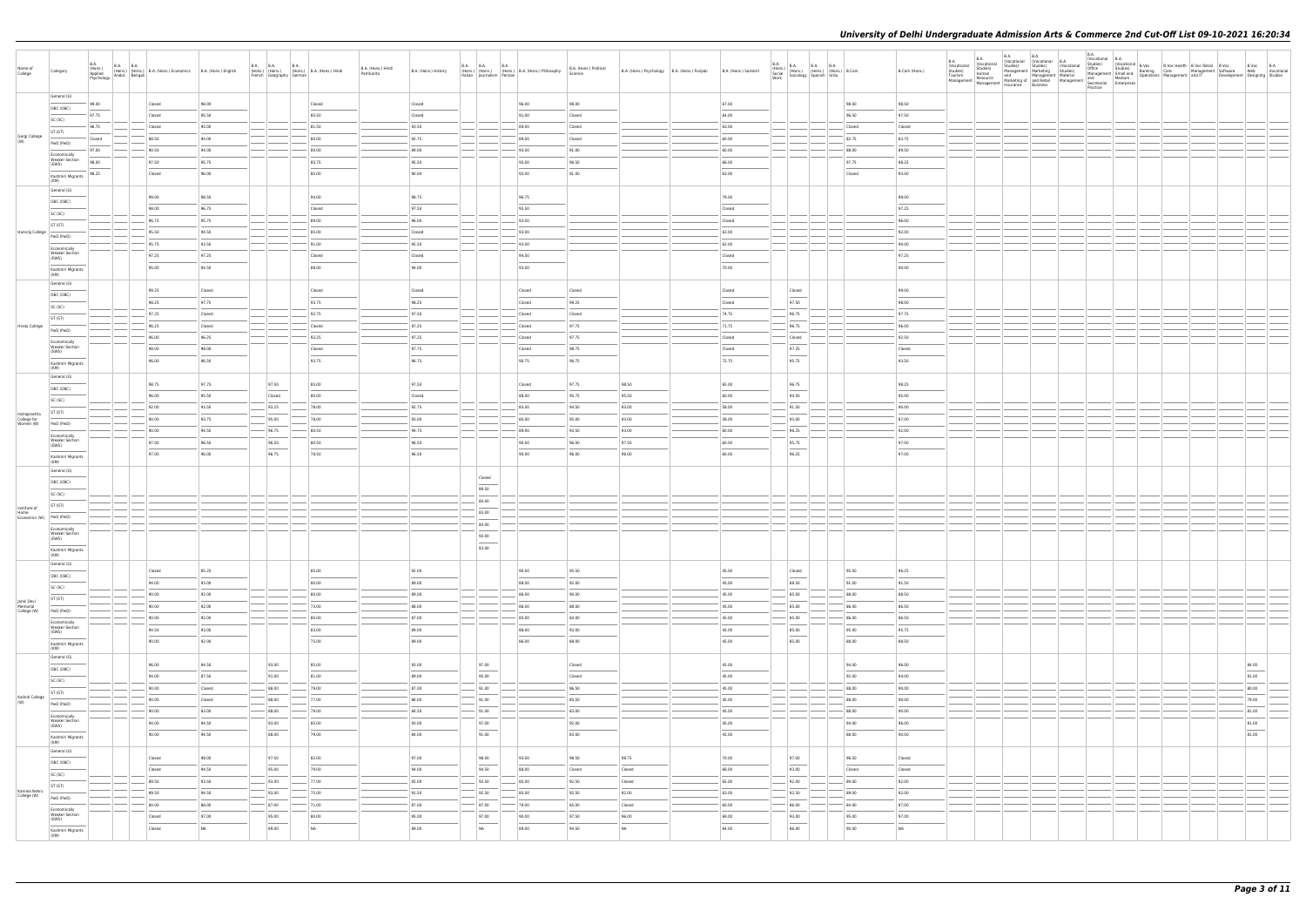# University of Delhi Undergraduate Admission Arts & Commerce 2nd Cut-Off List 09-10-2021 16:20:34

| Name of College | Category | B.A. (Hons.) Applied Psychology | B.A. (Hons.) Arabic | B.A. (Hons.) Bengali | B.A. (Hons.) Economics | B.A. (Hons.) English | B.A. (Hons.) French | B.A. (Hons.) Geography | B.A. (Hons.) German | B.A. (Hons.) Hindi | B.A. (Hons.) Hindi Patrikarita | B.A. (Hons.) History | B.A. (Hons.) Italian | B.A. (Hons.) Journalism | B.A. (Hons.) Persian | B.A. (Hons.) Philosophy | B.A. (Hons.) Political Science | B.A. (Hons.) Psychology | B.A. (Hons.) Punjabi | B.A. (Hons.) Sanskrit | B.A. (Hons.) Social Work | B.A. (Hons.) Sociology | B.A. (Hons.) Spanish | B.A. (Hons.) Urdu | B.Com | B.Com (Hons.) | B.A. (Vocational Studies) Tourism Management | B.A. (Vocational Studies) Human Resource Management | B.A. (Vocational Studies) Management and Marketing of Insurance | B.A. (Vocational Studies) Marketing Management and Retail Business | B.A. (Vocational Studies) Material Management | B.A. (Vocational Studies) Office Management and Secretarial Practice | B.A. (Vocational Studies) Small and Medium Enterprises | B.Voc Banking Operations | B.Voc Health Care Management | B.Voc Retail Management and IT | B.Voc Software Development | B.Voc Web Designing | B.A Vocational Studies |
|---|---|---|---|---|---|---|---|---|---|---|---|---|---|---|---|---|---|---|---|---|---|---|---|---|---|---|---|---|---|---|---|---|---|---|---|---|---|---|---|
| Gargi College (W) | General (G) | 99.00 | | | Closed | 98.00 | | | | Closed | | Closed | | | | 96.00 | 98.00 | | | 67.00 | | | | | 98.00 | 98.50 | | | | | | | | | | | | | |
| | OBC (OBC) | 97.75 | | | Closed | 95.50 | | | | 85.50 | | Closed | | | | 91.00 | Closed | | | 64.00 | | | | | 96.50 | 97.50 | | | | | | | | | | | | | |
| | SC (SC) | 96.75 | | | Closed | 95.00 | | | | 81.50 | | 93.50 | | | | 89.00 | Closed | | | 63.00 | | | | | Closed | Closed | | | | | | | | | | | | | |
| | ST (ST) | Closed | | | 88.50 | 94.00 | | | | 80.00 | | 92.75 | | | | 89.00 | Closed | | | 60.00 | | | | | 82.75 | 83.75 | | | | | | | | | | | | | |
| | PwD (PwD) | 97.00 | | | 90.50 | 94.00 | | | | 80.00 | | 89.00 | | | | 93.00 | 91.00 | | | 60.00 | | | | | 88.00 | 89.50 | | | | | | | | | | | | | |
| | Economically Weaker Section (EWS) | 98.00 | | | 97.50 | 95.75 | | | | 85.75 | | 95.50 | | | | 95.00 | 96.50 | | | 66.00 | | | | | 97.75 | 98.25 | | | | | | | | | | | | | |
| | Kashmiri Migrants (KM) | 98.25 | | | Closed | 96.00 | | | | 85.00 | | 90.00 | | | | 93.00 | 91.00 | | | 63.00 | | | | | Closed | 93.00 | | | | | | | | | | | | | |
| Hansraj College | General (G) | | | | 99.00 | 98.50 | | | | 94.00 | | 98.75 | | | | 96.75 | | | | 79.00 | | | | | | 99.00 | | | | | | | | | | | | | |
| | OBC (OBC) | | | | 98.00 | 96.75 | | | | Closed | | 97.50 | | | | 95.50 | | | | Closed | | | | | | 97.25 | | | | | | | | | | | | | |
| | SC (SC) | | | | 96.75 | 95.75 | | | | 89.00 | | 96.00 | | | | 93.00 | | | | Closed | | | | | | 96.00 | | | | | | | | | | | | | |
| | ST (ST) | | | | 95.50 | 94.50 | | | | 85.00 | | Closed | | | | 93.00 | | | | 63.00 | | | | | | 92.00 | | | | | | | | | | | | | |
| | PwD (PwD) | | | | 95.75 | 93.50 | | | | 91.00 | | 95.50 | | | | 93.00 | | | | 62.00 | | | | | | 93.00 | | | | | | | | | | | | | |
| | Economically Weaker Section (EWS) | | | | 97.25 | 97.25 | | | | Closed | | Closed | | | | 94.50 | | | | Closed | | | | | | 97.25 | | | | | | | | | | | | | |
| | Kashmiri Migrants (KM) | | | | 95.00 | 94.50 | | | | 88.00 | | 94.00 | | | | 93.00 | | | | 70.00 | | | | | | 93.00 | | | | | | | | | | | | | |
| Hindu College | General (G) | | | | 99.25 | Closed | | | | Closed | | Closed | | | | Closed | Closed | | | Closed | | Closed | | | | 99.00 | | | | | | | | | | | | | |
| | OBC (OBC) | | | | 98.25 | 97.75 | | | | 93.75 | | 98.25 | | | | Closed | 99.25 | | | Closed | | 97.50 | | | | 98.00 | | | | | | | | | | | | | |
| | SC (SC) | | | | 97.25 | Closed | | | | 92.75 | | 97.50 | | | | Closed | Closed | | | 74.75 | | 96.75 | | | | 97.75 | | | | | | | | | | | | | |
| | ST (ST) | | | | 96.25 | Closed | | | | Closed | | 97.25 | | | | Closed | 97.75 | | | 71.75 | | 96.75 | | | | 96.00 | | | | | | | | | | | | | |
| | PwD (PwD) | | | | 96.00 | 96.25 | | | | 93.25 | | 97.25 | | | | Closed | 97.75 | | | Closed | | Closed | | | | 92.50 | | | | | | | | | | | | | |
| | Economically Weaker Section (EWS) | | | | 98.00 | 98.00 | | | | Closed | | 97.75 | | | | Closed | 98.75 | | | Closed | | 97.25 | | | | Closed | | | | | | | | | | | | | |
| | Kashmiri Migrants (KM) | | | | 96.00 | 96.50 | | | | 93.75 | | 96.75 | | | | 98.75 | 96.75 | | | 72.75 | | 95.75 | | | | 93.50 | | | | | | | | | | | | | |
| Indraprastha College for Women (W) | General (G) | | | | 98.75 | 97.75 | 97.50 | | | 85.00 | | 97.50 | | | | Closed | 97.75 | 98.50 | | 65.00 | | 96.75 | | | | 98.25 | | | | | | | | | | | | | |
| | OBC (OBC) | | | | 96.00 | 95.50 | Closed | | | 80.00 | | Closed | | | | 88.00 | 95.75 | 95.50 | | 60.00 | | 94.50 | | | | 95.00 | | | | | | | | | | | | | |
| | SC (SC) | | | | 92.00 | 93.50 | 93.25 | | | 78.00 | | 92.75 | | | | 85.00 | 94.50 | 93.00 | | 58.00 | | 91.50 | | | | 93.00 | | | | | | | | | | | | | |
| | ST (ST) | | | | 90.00 | 93.75 | 95.00 | | | 78.00 | | 93.00 | | | | 85.00 | 95.00 | 93.00 | | 58.00 | | 93.00 | | | | 87.00 | | | | | | | | | | | | | |
| | PwD (PwD) | | | | 90.00 | 94.50 | 96.75 | | | 80.50 | | 94.75 | | | | 89.00 | 93.50 | 93.00 | | 60.00 | | 86.25 | | | | 92.00 | | | | | | | | | | | | | |
| | Economically Weaker Section (EWS) | | | | 97.00 | 96.50 | 96.50 | | | 80.50 | | 96.50 | | | | 90.00 | 96.00 | 97.50 | | 60.00 | | 95.75 | | | | 97.00 | | | | | | | | | | | | | |
| | Kashmiri Migrants (KM) | | | | 97.00 | 96.00 | 96.75 | | | 78.50 | | 86.50 | | | | 90.00 | 96.00 | 96.00 | | 60.00 | | 86.25 | | | | 97.00 | | | | | | | | | | | | | |
| Institute of Home Economics (W) | General (G) | | | | | | | | | | | | | Closed | | | | | | | | | | | | | | | | | | | | | | | | | |
| | OBC (OBC) | | | | | | | | | | | | | 89.50 | | | | | | | | | | | | | | | | | | | | | | | | | |
| | SC (SC) | | | | | | | | | | | | | 84.00 | | | | | | | | | | | | | | | | | | | | | | | | | |
| | ST (ST) | | | | | | | | | | | | | 83.00 | | | | | | | | | | | | | | | | | | | | | | | | | |
| | PwD (PwD) | | | | | | | | | | | | | 84.00 | | | | | | | | | | | | | | | | | | | | | | | | | |
| | Economically Weaker Section (EWS) | | | | | | | | | | | | | 93.00 | | | | | | | | | | | | | | | | | | | | | | | | | |
| | Kashmiri Migrants (KM) | | | | | | | | | | | | | 83.00 | | | | | | | | | | | | | | | | | | | | | | | | | |
| Janki Devi Memorial College (W) | General (G) | | | | Closed | 95.25 | | | | 85.00 | | 92.00 | | | | 90.00 | 95.50 | | | 45.00 | | Closed | | | 95.50 | 96.25 | | | | | | | | | | | | | |
| | OBC (OBC) | | | | 94.00 | 93.00 | | | | 80.00 | | 89.00 | | | | 88.00 | 92.00 | | | 45.00 | | 88.50 | | | 91.00 | 91.50 | | | | | | | | | | | | | |
| | SC (SC) | | | | 90.00 | 92.00 | | | | 80.00 | | 89.00 | | | | 86.00 | 90.00 | | | 45.00 | | 85.00 | | | 88.00 | 88.50 | | | | | | | | | | | | | |
| | ST (ST) | | | | 90.00 | 92.00 | | | | 73.00 | | 88.00 | | | | 86.00 | 88.00 | | | 45.00 | | 85.00 | | | 86.00 | 86.50 | | | | | | | | | | | | | |
| | PwD (PwD) | | | | 90.00 | 92.00 | | | | 80.00 | | 87.00 | | | | 85.00 | 84.00 | | | 45.00 | | 85.00 | | | 86.00 | 86.50 | | | | | | | | | | | | | |
| | Economically Weaker Section (EWS) | | | | 94.50 | 93.00 | | | | 83.00 | | 89.00 | | | | 88.00 | 93.00 | | | 45.00 | | 85.00 | | | 95.00 | 95.75 | | | | | | | | | | | | | |
| | Kashmiri Migrants (KM) | | | | 90.00 | 92.00 | | | | 75.00 | | 89.00 | | | | 86.00 | 88.00 | | | 45.00 | | 85.00 | | | 88.00 | 88.50 | | | | | | | | | | | | | |
| Kalindi College (W) | General (G) | | | | 96.00 | 94.50 | 93.00 | | | 85.00 | | 93.00 | | 97.00 | | | Closed | | | 45.00 | | | | | 94.00 | 96.00 | | | | | | | | | | | | | 84.00 | |
| | OBC (OBC) | | | | 94.00 | 87.50 | 93.00 | | | 81.00 | | 89.00 | | 95.00 | | | Closed | | | 45.00 | | | | | 92.00 | 94.00 | | | | | | | | | | | | | 81.00 | |
| | SC (SC) | | | | 90.00 | Closed | 88.00 | | | 79.00 | | 87.00 | | 91.00 | | | 86.50 | | | 45.00 | | | | | 88.00 | 90.00 | | | | | | | | | | | | | 80.00 | |
| | ST (ST) | | | | 90.00 | Closed | 88.00 | | | 77.00 | | 86.00 | | 91.00 | | | 85.50 | | | 45.00 | | | | | 88.00 | 90.00 | | | | | | | | | | | | | 79.00 | |
| | PwD (PwD) | | | | 90.00 | 83.00 | 88.00 | | | 79.00 | | 84.50 | | 91.00 | | | 83.00 | | | 45.00 | | | | | 88.00 | 90.00 | | | | | | | | | | | | | 81.00 | |
| | Economically Weaker Section (EWS) | | | | 94.00 | 94.50 | 93.00 | | | 85.00 | | 93.00 | | 97.00 | | | 92.00 | | | 45.00 | | | | | 94.00 | 96.00 | | | | | | | | | | | | | 81.00 | |
| | Kashmiri Migrants (KM) | | | | 90.00 | 94.50 | 88.00 | | | 79.00 | | 84.00 | | 91.00 | | | 83.00 | | | 45.00 | | | | | 88.00 | 90.00 | | | | | | | | | | | | | 81.00 | |
| Kamala Nehru College (W) | General (G) | | | | Closed | 98.00 | 97.50 | | | 82.00 | | 97.00 | | 98.00 | | 93.00 | 98.50 | 98.75 | | 70.00 | | 97.00 | | | 96.50 | Closed | | | | | | | | | | | | | |
| | OBC (OBC) | | | | Closed | 94.50 | 95.00 | | | 79.00 | | 94.00 | | 94.50 | | 88.00 | Closed | Closed | | 68.00 | | 93.00 | | | Closed | Closed | | | | | | | | | | | | | |
| | SC (SC) | | | | 89.50 | 93.50 | 93.00 | | | 77.00 | | 92.00 | | 93.50 | | 85.00 | 92.50 | Closed | | 65.00 | | 92.00 | | | 89.00 | 92.00 | | | | | | | | | | | | | |
| | ST (ST) | | | | 89.50 | 94.50 | 93.00 | | | 75.00 | | 91.50 | | 92.50 | | 85.00 | 92.50 | 92.00 | | 63.00 | | 92.50 | | | 89.00 | 92.00 | | | | | | | | | | | | | |
| | PwD (PwD) | | | | 84.00 | 88.00 | 87.00 | | | 71.00 | | 87.00 | | 87.00 | | 78.00 | 85.00 | Closed | | 60.00 | | 86.00 | | | 84.00 | 87.00 | | | | | | | | | | | | | |
| | Economically Weaker Section (EWS) | | | | Closed | 97.00 | 95.00 | | | 80.00 | | 95.00 | | 97.00 | | 90.00 | 97.50 | 96.00 | | 69.00 | | 93.00 | | | 95.00 | 97.00 | | | | | | | | | | | | | |
| | Kashmiri Migrants (KM) | | | | Closed | NA | 89.00 | | | NA | | 89.00 | | NA | | 89.00 | 94.50 | NA | | 64.00 | | 86.00 | | | 90.00 | NA | | | | | | | | | | | | | |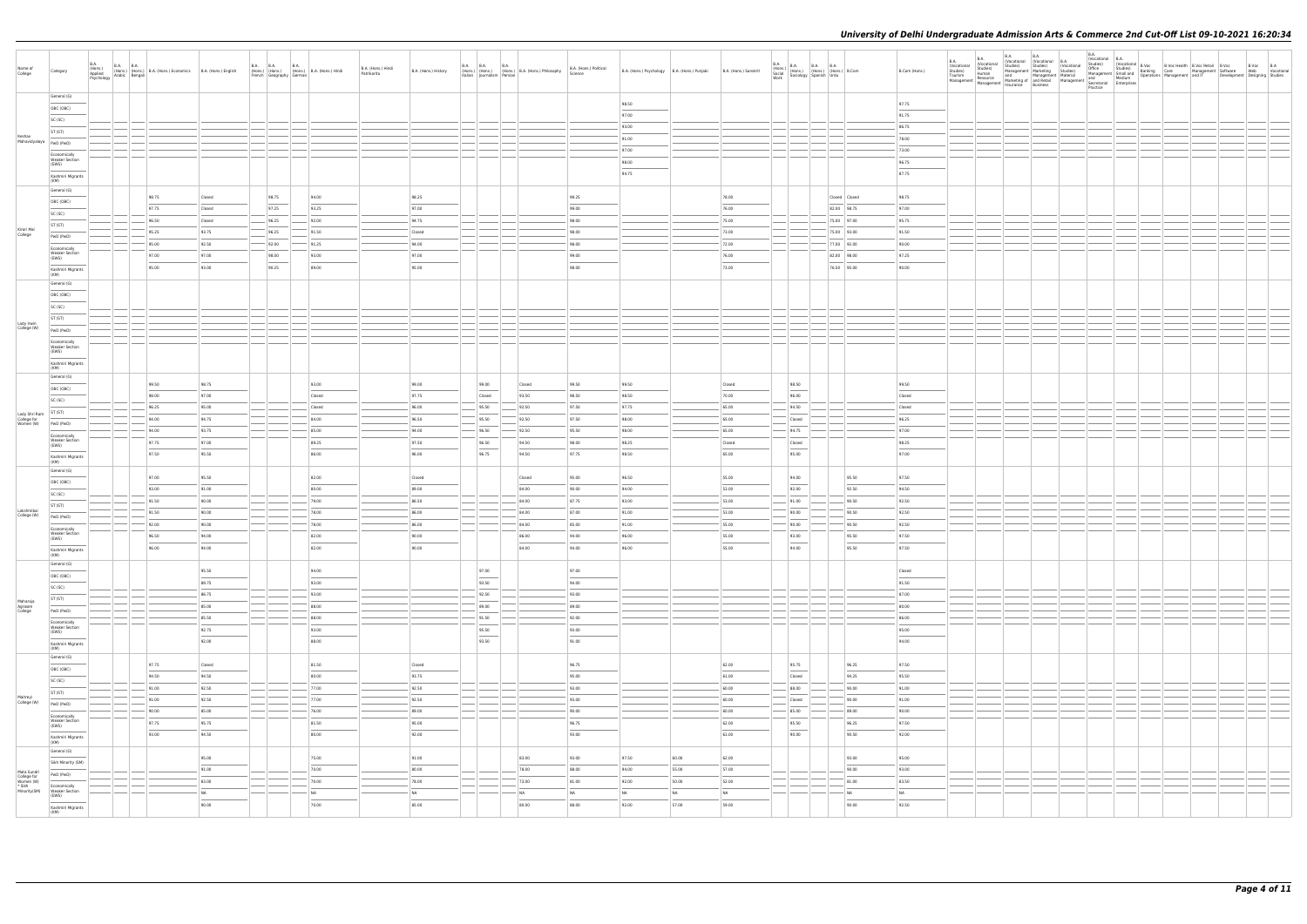# University of Delhi Undergraduate Admission Arts & Commerce 2nd Cut-Off List 09-10-2021 16:20:34

| Name of College | Category | B.A. (Hons.) Applied Psychology | B.A. (Hons.) Arabic | B.A. (Hons.) Bengali | B.A. (Hons.) Economics | B.A. (Hons.) English | B.A. (Hons.) French | B.A. (Hons.) Geography | B.A. (Hons.) German | B.A. (Hons.) Hindi | B.A. (Hons.) Hindi Patrikarita | B.A. (Hons.) History | B.A. (Hons.) Italian | B.A. (Hons.) Journalism | B.A. (Hons.) Persian | B.A. (Hons.) Philosophy | B.A. (Hons.) Political Science | B.A. (Hons.) Psychology | B.A. (Hons.) Punjabi | B.A. (Hons.) Sanskrit | B.A. (Hons.) Social Work | B.A. (Hons.) Sociology | B.A. (Hons.) Spanish | B.A. (Hons.) Urdu | B.Com | B.Com (Hons.) | B.A. (Vocational Studies) Tourism Management | B.A. (Vocational Studies) Human Resource Management | B.A. (Vocational Studies) Management and Marketing of Insurance | B.A. (Vocational Studies) Marketing Management and Retail Business | B.A. (Vocational Studies) Material Management | B.A. (Vocational Studies) Office Management and Secretarial Practice | B.A. (Vocational Studies) Small and Medium Enterprises | B.Voc Banking Operations | B.Voc Health Care Management | B.Voc Retail Management and IT | B.Voc Software Development | B.Voc Web Designing | B.A Vocational Studies |
|---|---|---|---|---|---|---|---|---|---|---|---|---|---|---|---|---|---|---|---|---|---|---|---|---|---|---|---|---|---|---|---|---|---|---|---|---|---|---|---|
| Keshav Mahavidyalaya | General (G) | | | | | | | | | | | | | | | | | 98.50 | | | | | | | | 97.75 | | | | | | | | | | | | | |
| | OBC (OBC) | | | | | | | | | | | | | | | | | 97.00 | | | | | | | | 91.75 | | | | | | | | | | | | | |
| | SC (SC) | | | | | | | | | | | | | | | | | 93.00 | | | | | | | | 88.75 | | | | | | | | | | | | | |
| | ST (ST) | | | | | | | | | | | | | | | | | 91.00 | | | | | | | | 78.00 | | | | | | | | | | | | | |
| | PwD (PwD) | | | | | | | | | | | | | | | | | 97.00 | | | | | | | | 73.00 | | | | | | | | | | | | | |
| | Economically Weaker Section (EWS) | | | | | | | | | | | | | | | | | 98.00 | | | | | | | | 96.75 | | | | | | | | | | | | | |
| | Kashmiri Migrants (KM) | | | | | | | | | | | | | | | | | 94.75 | | | | | | | | 87.75 | | | | | | | | | | | | | |
| Kirori Mal College | General (G) | | | | 98.75 | Closed | | 98.75 | | 94.00 | | 98.25 | | | | | 99.25 | | | 78.00 | | | | Closed | Closed | 98.75 | | | | | | | | | | | | | |
| | OBC (OBC) | | | | 97.75 | Closed | | 97.25 | | 93.25 | | 97.00 | | | | | 99.00 | | | 76.00 | | | | 82.00 | 98.75 | 97.00 | | | | | | | | | | | | | |
| | SC (SC) | | | | 96.50 | Closed | | 96.25 | | 92.00 | | 94.75 | | | | | 98.00 | | | 75.00 | | | | 75.00 | 97.00 | 95.75 | | | | | | | | | | | | | |
| | ST (ST) | | | | 95.25 | 93.75 | | 96.25 | | 91.50 | | Closed | | | | | 98.00 | | | 73.00 | | | | 75.00 | 93.00 | 91.50 | | | | | | | | | | | | | |
| | PwD (PwD) | | | | 95.00 | 92.50 | | 92.00 | | 91.25 | | 94.00 | | | | | 98.00 | | | 72.00 | | | | 77.00 | 92.00 | 90.00 | | | | | | | | | | | | | |
| | Economically Weaker Section (EWS) | | | | 97.00 | 97.00 | | 98.00 | | 93.00 | | 97.00 | | | | | 99.00 | | | 76.00 | | | | 82.00 | 98.00 | 97.25 | | | | | | | | | | | | | |
| | Kashmiri Migrants (KM) | | | | 95.00 | 93.00 | | 90.25 | | 89.00 | | 95.00 | | | | | 98.00 | | | 73.00 | | | | 76.50 | 95.00 | 90.00 | | | | | | | | | | | | | |
| Lady Irwin College (W) | General (G) | | | | | | | | | | | | | | | | | | | | | | | | | | | | | | | | | | | | | | |
| | OBC (OBC) | | | | | | | | | | | | | | | | | | | | | | | | | | | | | | | | | | | | | | |
| | SC (SC) | | | | | | | | | | | | | | | | | | | | | | | | | | | | | | | | | | | | | | |
| | ST (ST) | | | | | | | | | | | | | | | | | | | | | | | | | | | | | | | | | | | | | | |
| | PwD (PwD) | | | | | | | | | | | | | | | | | | | | | | | | | | | | | | | | | | | | | | |
| | Economically Weaker Section (EWS) | | | | | | | | | | | | | | | | | | | | | | | | | | | | | | | | | | | | | | |
| | Kashmiri Migrants (KM) | | | | | | | | | | | | | | | | | | | | | | | | | | | | | | | | | | | | | | |
| Lady Shri Ram College for Women (W) | General (G) | | | | 99.50 | 98.75 | | | | 93.00 | | 99.00 | | 99.00 | | Closed | 99.50 | 99.50 | | Closed | | 98.50 | | | | 99.50 | | | | | | | | | | | | | |
| | OBC (OBC) | | | | 99.00 | 97.00 | | | | Closed | | 97.75 | | Closed | | 93.50 | 98.50 | 98.50 | | 70.00 | | 96.00 | | | | Closed | | | | | | | | | | | | | |
| | SC (SC) | | | | 96.25 | 95.00 | | | | Closed | | 96.00 | | 95.50 | | 92.50 | 97.50 | 97.75 | | 65.00 | | 94.50 | | | | Closed | | | | | | | | | | | | | |
| | ST (ST) | | | | 94.00 | 94.75 | | | | 84.00 | | 96.50 | | 95.50 | | 92.50 | 97.50 | 98.00 | | 65.00 | | Closed | | | | 96.25 | | | | | | | | | | | | | |
| | PwD (PwD) | | | | 94.00 | 93.75 | | | | 85.00 | | 94.00 | | 96.50 | | 92.50 | 95.50 | 98.00 | | 65.00 | | 94.75 | | | | 97.00 | | | | | | | | | | | | | |
| | Economically Weaker Section (EWS) | | | | 97.75 | 97.00 | | | | 89.25 | | 97.50 | | 96.50 | | 94.50 | 98.00 | 98.25 | | Closed | | Closed | | | | 98.25 | | | | | | | | | | | | | |
| | Kashmiri Migrants (KM) | | | | 97.50 | 95.50 | | | | 86.00 | | 96.00 | | 96.75 | | 94.50 | 97.75 | 98.50 | | 65.00 | | 95.00 | | | | 97.00 | | | | | | | | | | | | | |
| Lakshmibai College (W) | General (G) | | | | 97.00 | 95.50 | | | | 82.00 | | Closed | | | | Closed | 95.00 | 96.50 | | 55.00 | | 94.00 | | | 95.50 | 97.50 | | | | | | | | | | | | | |
| | OBC (OBC) | | | | 93.00 | 91.00 | | | | 80.00 | | 89.00 | | | | 84.00 | 90.00 | 94.00 | | 53.00 | | 92.00 | | | 92.50 | 94.50 | | | | | | | | | | | | | |
| | SC (SC) | | | | 91.50 | 90.00 | | | | 79.00 | | 86.50 | | | | 84.00 | 87.75 | 93.00 | | 53.00 | | 91.00 | | | 90.50 | 92.50 | | | | | | | | | | | | | |
| | ST (ST) | | | | 91.50 | 90.00 | | | | 78.00 | | 86.00 | | | | 84.00 | 87.00 | 91.00 | | 53.00 | | 90.00 | | | 90.50 | 92.50 | | | | | | | | | | | | | |
| | PwD (PwD) | | | | 92.00 | 90.00 | | | | 78.00 | | 86.00 | | | | 84.00 | 85.00 | 91.00 | | 55.00 | | 93.00 | | | 90.50 | 92.50 | | | | | | | | | | | | | |
| | Economically Weaker Section (EWS) | | | | 96.50 | 94.00 | | | | 82.00 | | 90.00 | | | | 86.00 | 94.00 | 96.00 | | 55.00 | | 93.00 | | | 95.50 | 97.50 | | | | | | | | | | | | | |
| | Kashmiri Migrants (KM) | | | | 96.00 | 94.00 | | | | 82.00 | | 90.00 | | | | 84.00 | 94.00 | 96.00 | | 55.00 | | 94.00 | | | 95.50 | 97.50 | | | | | | | | | | | | | |
| Maharaja Agrasen College | General (G) | | | | | 95.50 | | | | 94.00 | | | | 97.00 | | | 97.00 | | | | | | | | | Closed | | | | | | | | | | | | | |
| | OBC (OBC) | | | | | 89.75 | | | | 93.00 | | | | 93.50 | | | 94.00 | | | | | | | | | 91.50 | | | | | | | | | | | | | |
| | SC (SC) | | | | | 86.75 | | | | 93.00 | | | | 92.50 | | | 93.00 | | | | | | | | | 87.00 | | | | | | | | | | | | | |
| | ST (ST) | | | | | 85.00 | | | | 88.00 | | | | 89.00 | | | 89.00 | | | | | | | | | 80.00 | | | | | | | | | | | | | |
| | PwD (PwD) | | | | | 85.50 | | | | 88.00 | | | | 91.50 | | | 92.00 | | | | | | | | | 86.00 | | | | | | | | | | | | | |
| | Economically Weaker Section (EWS) | | | | | 92.75 | | | | 93.00 | | | | 95.50 | | | 93.00 | | | | | | | | | 95.00 | | | | | | | | | | | | | |
| | Kashmiri Migrants (KM) | | | | | 92.00 | | | | 88.00 | | | | 93.50 | | | 91.00 | | | | | | | | | 94.00 | | | | | | | | | | | | | |
| Maitreyi College (W) | General (G) | | | | 97.75 | Closed | | | | 81.50 | | Closed | | | | | 96.75 | | | 62.00 | | 95.75 | | | 96.25 | 97.50 | | | | | | | | | | | | | |
| | OBC (OBC) | | | | 94.50 | 94.50 | | | | 80.00 | | 93.75 | | | | | 95.00 | | | 61.00 | | Closed | | | 94.25 | 95.50 | | | | | | | | | | | | | |
| | SC (SC) | | | | 91.00 | 92.50 | | | | 77.00 | | 92.50 | | | | | 93.00 | | | 60.00 | | 88.00 | | | 90.00 | 91.00 | | | | | | | | | | | | | |
| | ST (ST) | | | | 91.00 | 92.50 | | | | 77.00 | | 92.50 | | | | | 93.00 | | | 60.00 | | Closed | | | 90.00 | 91.00 | | | | | | | | | | | | | |
| | PwD (PwD) | | | | 90.00 | 85.00 | | | | 76.00 | | 89.00 | | | | | 90.00 | | | 60.00 | | 85.00 | | | 89.00 | 90.00 | | | | | | | | | | | | | |
| | Economically Weaker Section (EWS) | | | | 97.75 | 95.75 | | | | 81.50 | | 95.00 | | | | | 96.75 | | | 62.00 | | 95.50 | | | 96.25 | 97.50 | | | | | | | | | | | | | |
| | Kashmiri Migrants (KM) | | | | 93.00 | 94.50 | | | | 80.00 | | 92.00 | | | | | 93.00 | | | 61.00 | | 90.00 | | | 90.50 | 92.00 | | | | | | | | | | | | | |
| Mata Sundri College for Women (W) * Sikh Minority(SM) | General (G) | | | | | 95.00 | | | | 75.00 | | 91.00 | | | | 83.00 | 93.00 | 97.50 | 60.00 | 62.00 | | | | | 93.00 | 95.00 | | | | | | | | | | | | | |
| | Sikh Minority (SM) | | | | | 91.00 | | | | 70.00 | | 80.00 | | | | 78.00 | 88.00 | 94.00 | 55.00 | 57.00 | | | | | 90.00 | 93.00 | | | | | | | | | | | | | |
| | PwD (PwD) | | | | | 83.00 | | | | 70.00 | | 78.00 | | | | 73.00 | 81.00 | 92.00 | 50.00 | 52.00 | | | | | 81.00 | 83.50 | | | | | | | | | | | | | |
| | Economically Weaker Section (EWS) | | | | | NA | | | | NA | | NA | | | | NA | NA | NA | NA | NA | | | | | NA | NA | | | | | | | | | | | | | |
| | Kashmiri Migrants (KM) | | | | | 90.00 | | | | 70.00 | | 85.00 | | | | 80.00 | 88.00 | 92.00 | 57.00 | 59.00 | | | | | 90.00 | 92.50 | | | | | | | | | | | | | |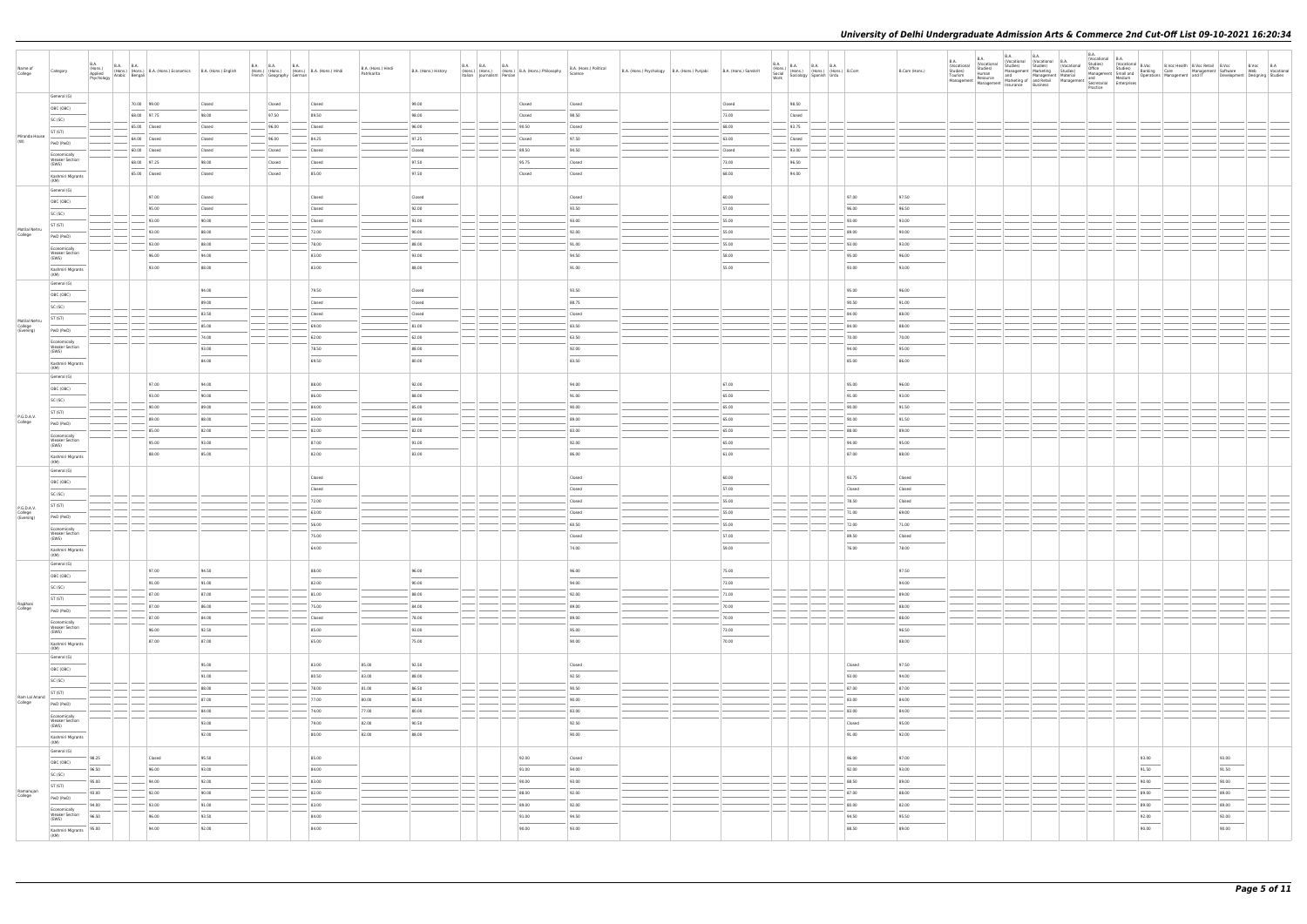| Name of College | Category | B.A. (Hons.) Applied Psychology | B.A. (Hons.) Arabic | B.A. (Hons.) Bengali | B.A. (Hons.) Economics | B.A. (Hons.) English | B.A. (Hons.) French | B.A. (Hons.) Geography | B.A. (Hons.) German | B.A. (Hons.) Hindi | B.A. (Hons.) Hindi Patrikarita | B.A. (Hons.) History | B.A. (Hons.) Italian | B.A. (Hons.) Journalism | B.A. (Hons.) Persian | B.A. (Hons.) Philosophy | B.A. (Hons.) Political Science | B.A. (Hons.) Psychology | B.A. (Hons.) Punjabi | B.A. (Hons.) Sanskrit | B.A. (Hons.) Social Work | B.A. (Hons.) Sociology | B.A. (Hons.) Spanish | B.A. (Hons.) Urdu | B.Com | B.Com (Hons.) | B.A. (Vocational Studies) Tourism Management | B.A. (Vocational Studies) Human Resource Management | B.A. (Vocational Studies) Management and Marketing of Insurance | B.A. (Vocational Studies) Marketing Management and Retail Business | B.A. (Vocational Studies) Material Management | B.A. (Vocational Studies) Office Management and Secretarial Practice | B.A. (Vocational Studies) Small and Medium Enterprises | B.Voc Banking Operations | B.Voc Health Care Management | B.Voc Retail Management and IT | B.Voc Software Development | B.Voc Web Designing | B.A Vocational Studies |
|---|---|---|---|---|---|---|---|---|---|---|---|---|---|---|---|---|---|---|---|---|---|---|---|---|---|---|---|---|---|---|---|---|---|---|---|---|---|---|---|
| Miranda House (W) | General (G) | | | 70.00 | 99.00 | Closed | | Closed | | Closed | | 99.00 | | | | Closed | Closed | | | Closed | | 98.50 | | | | | | | | | | | | | | | | | |
| | OBC (OBC) | | | 68.00 | 97.75 | 98.00 | | 97.50 | | 89.50 | | 98.00 | | | | Closed | 98.50 | | | 73.00 | | Closed | | | | | | | | | | | | | | | | | |
| | SC (SC) | | | 65.00 | Closed | Closed | | 96.00 | | Closed | | 96.00 | | | | 94.50 | Closed | | | 68.00 | | 93.75 | | | | | | | | | | | | | | | | | |
| | ST (ST) | | | 64.00 | Closed | Closed | | 96.00 | | 84.25 | | 97.25 | | | | Closed | 97.50 | | | 63.00 | | Closed | | | | | | | | | | | | | | | | | |
| | PwD (PwD) | | | 60.00 | Closed | Closed | | Closed | | Closed | | Closed | | | | 89.50 | 94.50 | | | Closed | | 93.00 | | | | | | | | | | | | | | | | | |
| | Economically Weaker Section (EWS) | | | 68.00 | 97.25 | 98.00 | | Closed | | Closed | | 97.50 | | | | 95.75 | Closed | | | 73.00 | | 96.50 | | | | | | | | | | | | | | | | | |
| | Kashmiri Migrants (KM) | | | 65.00 | Closed | Closed | | Closed | | 85.00 | | 97.50 | | | | Closed | Closed | | | 68.00 | | 94.00 | | | | | | | | | | | | | | | | | |
| Motilal Nehru College | General (G) | | | | 97.00 | Closed | | | | Closed | | Closed | | | | | Closed | | | 60.00 | | | | | 97.00 | 97.50 | | | | | | | | | | | | | |
| | OBC (OBC) | | | | 95.00 | Closed | | | | Closed | | 92.00 | | | | | 93.50 | | | 57.00 | | | | | 96.00 | 96.50 | | | | | | | | | | | | | |
| | SC (SC) | | | | 93.00 | 90.00 | | | | Closed | | 91.00 | | | | | 93.00 | | | 55.00 | | | | | 93.00 | 93.00 | | | | | | | | | | | | | |
| | ST (ST) | | | | 93.00 | 88.00 | | | | 72.00 | | 90.00 | | | | | 92.00 | | | 55.00 | | | | | 89.00 | 90.00 | | | | | | | | | | | | | |
| | PwD (PwD) | | | | 93.00 | 88.00 | | | | 78.00 | | 88.00 | | | | | 91.00 | | | 55.00 | | | | | 93.00 | 93.00 | | | | | | | | | | | | | |
| | Economically Weaker Section (EWS) | | | | 96.00 | 94.00 | | | | 83.00 | | 93.00 | | | | | 94.50 | | | 58.00 | | | | | 95.00 | 96.00 | | | | | | | | | | | | | |
| | Kashmiri Migrants (KM) | | | | 93.00 | 88.00 | | | | 83.00 | | 88.00 | | | | | 91.00 | | | 55.00 | | | | | 93.00 | 93.00 | | | | | | | | | | | | | |
| Motilal Nehru College (Evening) | General (G) | | | | | 94.00 | | | | 79.50 | | Closed | | | | | 93.50 | | | | | | | | 95.00 | 96.00 | | | | | | | | | | | | | |
| | OBC (OBC) | | | | | 89.00 | | | | Closed | | Closed | | | | | 88.75 | | | | | | | | 90.50 | 91.00 | | | | | | | | | | | | | |
| | SC (SC) | | | | | 83.50 | | | | Closed | | Closed | | | | | Closed | | | | | | | | 84.00 | 88.00 | | | | | | | | | | | | | |
| | ST (ST) | | | | | 85.00 | | | | 69.00 | | 81.00 | | | | | 83.50 | | | | | | | | 84.00 | 88.00 | | | | | | | | | | | | | |
| | PwD (PwD) | | | | | 74.00 | | | | 62.00 | | 62.00 | | | | | 63.50 | | | | | | | | 70.00 | 70.00 | | | | | | | | | | | | | |
| | Economically Weaker Section (EWS) | | | | | 93.00 | | | | 78.50 | | 88.00 | | | | | 92.00 | | | | | | | | 94.00 | 95.00 | | | | | | | | | | | | | |
| | Kashmiri Migrants (KM) | | | | | 84.00 | | | | 69.50 | | 80.00 | | | | | 83.50 | | | | | | | | 85.00 | 86.00 | | | | | | | | | | | | | |
| P.G.D.A.V. College | General (G) | | | | 97.00 | 94.00 | | | | 88.00 | | 92.00 | | | | | 94.00 | | | 67.00 | | | | | 95.00 | 96.00 | | | | | | | | | | | | | |
| | OBC (OBC) | | | | 93.00 | 90.00 | | | | 86.00 | | 88.00 | | | | | 91.00 | | | 65.00 | | | | | 91.00 | 93.00 | | | | | | | | | | | | | |
| | SC (SC) | | | | 90.00 | 89.00 | | | | 84.00 | | 85.00 | | | | | 90.00 | | | 65.00 | | | | | 90.00 | 91.50 | | | | | | | | | | | | | |
| | ST (ST) | | | | 89.00 | 88.00 | | | | 83.00 | | 84.00 | | | | | 89.00 | | | 65.00 | | | | | 90.00 | 91.50 | | | | | | | | | | | | | |
| | PwD (PwD) | | | | 85.00 | 82.00 | | | | 82.00 | | 82.00 | | | | | 83.00 | | | 65.00 | | | | | 88.00 | 89.00 | | | | | | | | | | | | | |
| | Economically Weaker Section (EWS) | | | | 95.00 | 93.00 | | | | 87.00 | | 91.00 | | | | | 92.00 | | | 65.00 | | | | | 94.00 | 95.00 | | | | | | | | | | | | | |
| | Kashmiri Migrants (KM) | | | | 88.00 | 85.00 | | | | 82.00 | | 83.00 | | | | | 86.00 | | | 61.00 | | | | | 87.00 | 88.00 | | | | | | | | | | | | | |
| P.G.D.A.V. College (Evening) | General (G) | | | | | | | | | Closed | | | | | | | Closed | | | 60.00 | | | | | 93.75 | Closed | | | | | | | | | | | | | |
| | OBC (OBC) | | | | | | | | | Closed | | | | | | | Closed | | | 57.00 | | | | | Closed | Closed | | | | | | | | | | | | | |
| | SC (SC) | | | | | | | | | 72.00 | | | | | | | Closed | | | 55.00 | | | | | 78.50 | Closed | | | | | | | | | | | | | |
| | ST (ST) | | | | | | | | | 63.00 | | | | | | | Closed | | | 55.00 | | | | | 71.00 | 69.00 | | | | | | | | | | | | | |
| | PwD (PwD) | | | | | | | | | 56.00 | | | | | | | 60.50 | | | 55.00 | | | | | 72.00 | 71.00 | | | | | | | | | | | | | |
| | Economically Weaker Section (EWS) | | | | | | | | | 75.00 | | | | | | | Closed | | | 57.00 | | | | | 89.50 | Closed | | | | | | | | | | | | | |
| | Kashmiri Migrants (KM) | | | | | | | | | 64.00 | | | | | | | 74.00 | | | 59.00 | | | | | 76.00 | 78.00 | | | | | | | | | | | | | |
| Rajdhani College | General (G) | | | | 97.00 | 94.50 | | | | 88.00 | | 96.00 | | | | | 96.00 | | | 75.00 | | | | | | 97.50 | | | | | | | | | | | | | |
| | OBC (OBC) | | | | 91.00 | 91.00 | | | | 82.00 | | 90.00 | | | | | 94.00 | | | 73.00 | | | | | | 94.00 | | | | | | | | | | | | | |
| | SC (SC) | | | | 87.00 | 87.00 | | | | 81.00 | | 88.00 | | | | | 92.00 | | | 71.00 | | | | | | 89.00 | | | | | | | | | | | | | |
| | ST (ST) | | | | 87.00 | 86.00 | | | | 75.00 | | 84.00 | | | | | 89.00 | | | 70.00 | | | | | | 88.00 | | | | | | | | | | | | | |
| | PwD (PwD) | | | | 87.00 | 84.00 | | | | Closed | | 78.00 | | | | | 89.00 | | | 70.00 | | | | | | 88.00 | | | | | | | | | | | | | |
| | Economically Weaker Section (EWS) | | | | 96.00 | 92.50 | | | | 85.00 | | 93.00 | | | | | 95.00 | | | 73.00 | | | | | | 96.50 | | | | | | | | | | | | | |
| | Kashmiri Migrants (KM) | | | | 87.00 | 87.00 | | | | 65.00 | | 75.00 | | | | | 90.00 | | | 70.00 | | | | | | 88.00 | | | | | | | | | | | | | |
| Ram Lal Anand College | General (G) | | | | | 95.00 | | | | 83.00 | 85.00 | 92.50 | | | | | Closed | | | | | | | | Closed | 97.50 | | | | | | | | | | | | | |
| | OBC (OBC) | | | | | 91.00 | | | | 80.50 | 83.00 | 88.00 | | | | | 92.50 | | | | | | | | 93.00 | 94.00 | | | | | | | | | | | | | |
| | SC (SC) | | | | | 88.00 | | | | 78.00 | 81.00 | 86.50 | | | | | 90.50 | | | | | | | | 87.00 | 87.00 | | | | | | | | | | | | | |
| | ST (ST) | | | | | 87.00 | | | | 77.00 | 80.00 | 86.50 | | | | | 90.00 | | | | | | | | 83.00 | 84.00 | | | | | | | | | | | | | |
| | PwD (PwD) | | | | | 84.00 | | | | 74.00 | 77.00 | 85.00 | | | | | 83.00 | | | | | | | | 83.00 | 84.00 | | | | | | | | | | | | | |
| | Economically Weaker Section (EWS) | | | | | 93.00 | | | | 79.00 | 82.00 | 90.50 | | | | | 92.50 | | | | | | | | Closed | 95.00 | | | | | | | | | | | | | |
| | Kashmiri Migrants (KM) | | | | | 92.00 | | | | 80.00 | 82.00 | 88.00 | | | | | 90.00 | | | | | | | | 91.00 | 92.00 | | | | | | | | | | | | | |
| Ramanujan College | General (G) | 98.25 | | | Closed | 95.50 | | | | 85.00 | | | | | | 92.00 | Closed | | | | | | | | 96.00 | 97.00 | | | | | | | | 93.00 | | | 93.00 | | |
| | OBC (OBC) | 96.50 | | | 96.00 | 93.00 | | | | 84.00 | | | | | | 91.00 | 94.00 | | | | | | | | 92.00 | 93.00 | | | | | | | | 91.50 | | | 91.50 | | |
| | SC (SC) | 95.00 | | | 94.00 | 92.00 | | | | 83.00 | | | | | | 90.00 | 93.00 | | | | | | | | 88.50 | 89.00 | | | | | | | | 90.00 | | | 90.00 | | |
| | ST (ST) | 93.00 | | | 92.00 | 90.00 | | | | 82.00 | | | | | | 88.00 | 92.00 | | | | | | | | 87.00 | 88.00 | | | | | | | | 89.00 | | | 89.00 | | |
| | PwD (PwD) | 94.00 | | | 83.00 | 91.00 | | | | 83.00 | | | | | | 89.00 | 92.00 | | | | | | | | 80.00 | 82.00 | | | | | | | | 89.00 | | | 89.00 | | |
| | Economically Weaker Section (EWS) | 96.50 | | | 96.00 | 93.50 | | | | 84.00 | | | | | | 91.00 | 94.50 | | | | | | | | 94.50 | 95.50 | | | | | | | | 92.00 | | | 92.00 | | |
| | Kashmiri Migrants (KM) | 95.00 | | | 94.00 | 92.00 | | | | 84.00 | | | | | | 90.00 | 93.00 | | | | | | | | 88.50 | 89.00 | | | | | | | | 90.00 | | | 90.00 | | |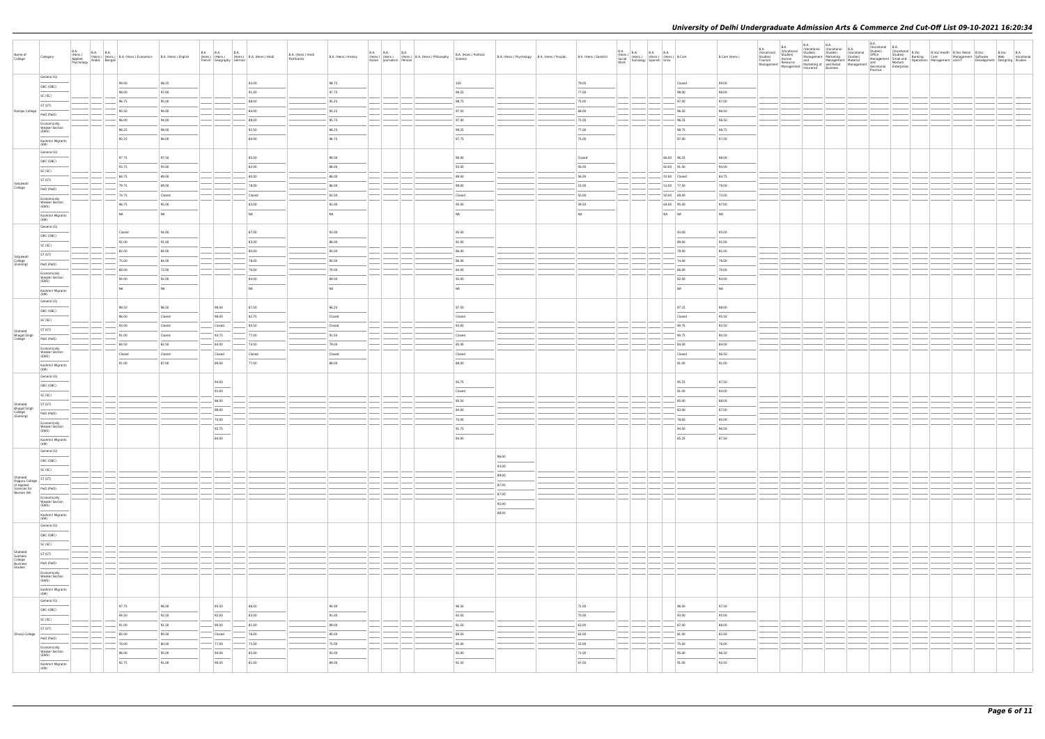| Name of College | Category | B.A. (Hons.) Applied Psychology | B.A. (Hons.) Arabic | B.A. (Hons.) Bengali | B.A. (Hons.) Economics | B.A. (Hons.) English | B.A. (Hons.) French | B.A. (Hons.) Geography | B.A. (Hons.) German | B.A. (Hons.) Hindi | B.A. (Hons.) Hindi Patrikarita | B.A. (Hons.) History | B.A. (Hons.) Italian | B.A. (Hons.) Journalism | B.A. (Hons.) Persian | B.A. (Hons.) Philosophy | B.A. (Hons.) Political Science | B.A. (Hons.) Psychology | B.A. (Hons.) Punjabi | B.A. (Hons.) Sanskrit | B.A. (Hons.) Social Work | B.A. (Hons.) Sociology | B.A. (Hons.) Spanish | B.A. (Hons.) Urdu | B.Com | B.Com (Hons.) | B.A. (Vocational Studies) Tourism Management | B.A. (Vocational Studies) Human Resource Management | B.A. (Vocational Studies) Management and Marketing of Insurance | B.A. (Vocational Studies) Marketing Management and Retail Business | B.A. (Vocational Studies) Material Management | B.A. (Vocational Studies) Office Management and Secretarial Practice | B.A. (Vocational Studies) Small and Medium Enterprises | B.Voc Banking Operations | B.Voc Health Care Management | B.Voc Retail Management and IT | B.Voc Software Development | B.Voc Web Designing | B.A. Vocational Studies |
|---|---|---|---|---|---|---|---|---|---|---|---|---|---|---|---|---|---|---|---|---|---|---|---|---|---|---|---|---|---|---|---|---|---|---|---|---|---|---|---|
| Ramjas College | General (G) | | | | 99.00 | 98.25 | | | | 93.00 | | 98.75 | | | | | 100 | | | 79.00 | | | | | Closed | 99.00 | | | | | | | | | | | | | |
| | OBC (OBC) | | | | 98.00 | 97.00 | | | | 91.00 | | 97.75 | | | | | 99.25 | | | 77.00 | | | | | 98.00 | 98.00 | | | | | | | | | | | | | |
| | SC (SC) | | | | 96.75 | 95.00 | | | | 88.00 | | 95.25 | | | | | 98.75 | | | 75.00 | | | | | 97.00 | 97.00 | | | | | | | | | | | | | |
| | ST (ST) | | | | 95.50 | 94.00 | | | | 84.00 | | 95.25 | | | | | 97.50 | | | 68.00 | | | | | 96.50 | 96.50 | | | | | | | | | | | | | |
| | PwD (PwD) | | | | 96.00 | 94.00 | | | | 88.00 | | 95.75 | | | | | 97.00 | | | 72.00 | | | | | 96.25 | 96.50 | | | | | | | | | | | | | |
| | Economically Weaker Section (EWS) | | | | 98.25 | 98.00 | | | | 92.50 | | 98.25 | | | | | 99.25 | | | 77.00 | | | | | 98.75 | 98.75 | | | | | | | | | | | | | |
| | Kashmiri Migrants (KM) | | | | 95.25 | 96.00 | | | | 84.00 | | 96.75 | | | | | 97.75 | | | 75.00 | | | | | 97.00 | 97.00 | | | | | | | | | | | | | |
| Satyawati College | General (G) | | | | 97.75 | 97.50 | | | | 85.00 | | 94.00 | | | | | 96.00 | | | Closed | | | | 66.00 | 96.25 | 98.00 | | | | | | | | | | | | | |
| | OBC (OBC) | | | | 93.75 | 93.00 | | | | 82.00 | | 88.00 | | | | | 93.00 | | | 56.00 | | | | 60.00 | 91.50 | 94.00 | | | | | | | | | | | | | |
| | SC (SC) | | | | 84.75 | 89.00 | | | | 80.00 | | 86.00 | | | | | 89.00 | | | 56.00 | | | | 55.00 | Closed | 84.75 | | | | | | | | | | | | | |
| | ST (ST) | | | | 79.75 | 89.00 | | | | 78.00 | | 86.00 | | | | | 89.00 | | | 53.00 | | | | 53.00 | 77.50 | 79.00 | | | | | | | | | | | | | |
| | PwD (PwD) | | | | 74.75 | Closed | | | | Closed | | 83.00 | | | | | Closed | | | 50.00 | | | | 50.00 | 69.00 | 72.00 | | | | | | | | | | | | | |
| | Economically Weaker Section (EWS) | | | | 96.75 | 95.00 | | | | 83.00 | | 93.00 | | | | | 95.00 | | | 59.00 | | | | 64.00 | 95.00 | 97.00 | | | | | | | | | | | | | |
| | Kashmiri Migrants (KM) | | | | NA | NA | | | | NA | | NA | | | | | NA | | | NA | | | | NA | NA | NA | | | | | | | | | | | | | |
| Satyawati College (Evening) | General (G) | | | | Closed | 94.00 | | | | 87.00 | | 93.00 | | | | | 95.00 | | | | | | | | 93.00 | 95.00 | | | | | | | | | | | | | |
| | OBC (OBC) | | | | 92.00 | 91.00 | | | | 83.00 | | 86.00 | | | | | 91.00 | | | | | | | | 89.00 | 91.00 | | | | | | | | | | | | | |
| | SC (SC) | | | | 82.00 | 84.00 | | | | 80.00 | | 85.00 | | | | | 86.00 | | | | | | | | 78.00 | 81.00 | | | | | | | | | | | | | |
| | ST (ST) | | | | 75.00 | 84.00 | | | | 78.00 | | 85.00 | | | | | 86.00 | | | | | | | | 74.00 | 76.00 | | | | | | | | | | | | | |
| | PwD (PwD) | | | | 68.00 | 72.00 | | | | 76.00 | | 79.00 | | | | | 84.00 | | | | | | | | 66.00 | 70.00 | | | | | | | | | | | | | |
| | Economically Weaker Section (EWS) | | | | 94.00 | 92.00 | | | | 84.00 | | 89.00 | | | | | 93.00 | | | | | | | | 92.00 | 94.00 | | | | | | | | | | | | | |
| | Kashmiri Migrants (KM) | | | | NA | NA | | | | NA | | NA | | | | | NA | | | | | | | | NA | NA | | | | | | | | | | | | | |
| Shaheed Bhagat Singh College | General (G) | | | | 98.50 | 96.50 | | 98.00 | | 87.50 | | 96.25 | | | | | 97.50 | | | | | | | | 97.25 | 98.00 | | | | | | | | | | | | | |
| | OBC (OBC) | | | | 96.00 | Closed | | 96.00 | | 82.75 | | Closed | | | | | Closed | | | | | | | | Closed | 95.50 | | | | | | | | | | | | | |
| | SC (SC) | | | | 93.00 | Closed | | Closed | | 80.50 | | Closed | | | | | 93.00 | | | | | | | | 90.75 | 92.50 | | | | | | | | | | | | | |
| | ST (ST) | | | | 91.00 | Closed | | 93.75 | | 77.00 | | 91.50 | | | | | Closed | | | | | | | | 90.75 | 90.50 | | | | | | | | | | | | | |
| | PwD (PwD) | | | | 84.50 | 82.50 | | 84.00 | | 74.50 | | 79.00 | | | | | 85.00 | | | | | | | | 84.00 | 84.00 | | | | | | | | | | | | | |
| | Economically Weaker Section (EWS) | | | | Closed | Closed | | Closed | | Closed | | Closed | | | | | Closed | | | | | | | | Closed | 96.50 | | | | | | | | | | | | | |
| | Kashmiri Migrants (KM) | | | | 91.00 | 87.00 | | 89.00 | | 77.00 | | 88.00 | | | | | 89.00 | | | | | | | | 91.00 | 91.00 | | | | | | | | | | | | | |
| Shaheed Bhagat Singh College (Evening) | General (G) | | | | | | | 94.00 | | | | | | | | | 93.75 | | | | | | | | 95.25 | 97.50 | | | | | | | | | | | | | |
| | OBC (OBC) | | | | | | | 91.00 | | | | | | | | | Closed | | | | | | | | 91.00 | 94.00 | | | | | | | | | | | | | |
| | SC (SC) | | | | | | | 86.00 | | | | | | | | | 85.50 | | | | | | | | 85.00 | 88.00 | | | | | | | | | | | | | |
| | ST (ST) | | | | | | | 88.00 | | | | | | | | | 84.00 | | | | | | | | 83.00 | 87.00 | | | | | | | | | | | | | |
| | PwD (PwD) | | | | | | | 70.00 | | | | | | | | | 70.00 | | | | | | | | 78.00 | 80.00 | | | | | | | | | | | | | |
| | Economically Weaker Section (EWS) | | | | | | | 92.75 | | | | | | | | | 91.75 | | | | | | | | 94.50 | 96.00 | | | | | | | | | | | | | |
| | Kashmiri Migrants (KM) | | | | | | | 84.00 | | | | | | | | | 84.00 | | | | | | | | 85.25 | 87.50 | | | | | | | | | | | | | |
| Shaheed Rajguru College of Applied Sciences for Women (W) | General (G) | | | | | | | | | | | | | | | | | 96.00 | | | | | | | | | | | | | | | | | | | | | |
| | OBC (OBC) | | | | | | | | | | | | | | | | | 93.00 | | | | | | | | | | | | | | | | | | | | | |
| | SC (SC) | | | | | | | | | | | | | | | | | 89.00 | | | | | | | | | | | | | | | | | | | | | |
| | ST (ST) | | | | | | | | | | | | | | | | | 87.00 | | | | | | | | | | | | | | | | | | | | | |
| | PwD (PwD) | | | | | | | | | | | | | | | | | 87.00 | | | | | | | | | | | | | | | | | | | | | |
| | Economically Weaker Section (EWS) | | | | | | | | | | | | | | | | | 95.00 | | | | | | | | | | | | | | | | | | | | | |
| | Kashmiri Migrants (KM) | | | | | | | | | | | | | | | | | 88.00 | | | | | | | | | | | | | | | | | | | | | |
| Shaheed Sukhdev College Business Studies | General (G) | | | | | | | | | | | | | | | | | | | | | | | | | | | | | | | | | | | | | | |
| | OBC (OBC) | | | | | | | | | | | | | | | | | | | | | | | | | | | | | | | | | | | | | | |
| | SC (SC) | | | | | | | | | | | | | | | | | | | | | | | | | | | | | | | | | | | | | | |
| | ST (ST) | | | | | | | | | | | | | | | | | | | | | | | | | | | | | | | | | | | | | | |
| | PwD (PwD) | | | | | | | | | | | | | | | | | | | | | | | | | | | | | | | | | | | | | | |
| | Economically Weaker Section (EWS) | | | | | | | | | | | | | | | | | | | | | | | | | | | | | | | | | | | | | | |
| | Kashmiri Migrants (KM) | | | | | | | | | | | | | | | | | | | | | | | | | | | | | | | | | | | | | | |
| Shivaji College | General (G) | | | | 97.75 | 96.00 | | 95.50 | | 86.00 | | 94.00 | | | | | 96.50 | | | 72.00 | | | | | 96.00 | 97.50 | | | | | | | | | | | | | |
| | OBC (OBC) | | | | 94.50 | 92.50 | | 92.00 | | 83.00 | | 91.00 | | | | | 93.50 | | | 70.00 | | | | | 93.00 | 95.00 | | | | | | | | | | | | | |
| | SC (SC) | | | | 91.00 | 91.50 | | 90.00 | | 81.00 | | 89.00 | | | | | 91.50 | | | 63.00 | | | | | 87.00 | 88.00 | | | | | | | | | | | | | |
| | ST (ST) | | | | 85.00 | 90.50 | | Closed | | 76.00 | | 85.00 | | | | | 89.50 | | | 63.00 | | | | | 85.00 | 82.00 | | | | | | | | | | | | | |
| | PwD (PwD) | | | | 78.00 | 80.00 | | 77.00 | | 75.00 | | 75.00 | | | | | 85.00 | | | 55.00 | | | | | 75.00 | 74.00 | | | | | | | | | | | | | |
| | Economically Weaker Section (EWS) | | | | 96.00 | 95.00 | | 94.00 | | 85.00 | | 93.00 | | | | | 95.00 | | | 71.00 | | | | | 95.00 | 96.50 | | | | | | | | | | | | | |
| | Kashmiri Migrants (KM) | | | | 92.75 | 91.00 | | 90.50 | | 81.00 | | 89.00 | | | | | 91.50 | | | 67.00 | | | | | 91.00 | 92.50 | | | | | | | | | | | | | |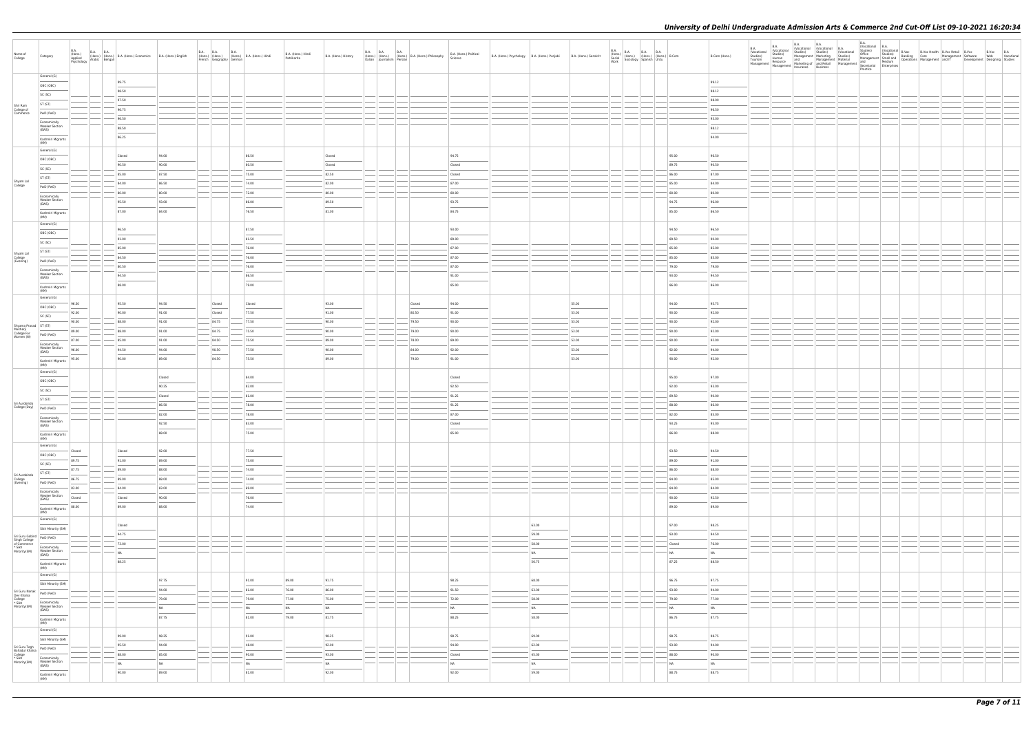| Name of College | Category | B.A. (Hons.) Applied Psychology | B.A. (Hons.) Arabic | B.A. (Hons.) Bengali | B.A. (Hons.) Economics | B.A. (Hons.) English | B.A. (Hons.) French | B.A. (Hons.) Geography | B.A. (Hons.) German | B.A. (Hons.) Hindi | B.A. (Hons.) Hindi Patrikarita | B.A. (Hons.) History | B.A. (Hons.) Italian | B.A. (Hons.) Journalism | B.A. (Hons.) Persian | B.A. (Hons.) Philosophy | B.A. (Hons.) Political Science | B.A. (Hons.) Psychology | B.A. (Hons.) Punjabi | B.A. (Hons.) Sanskrit | B.A. (Hons.) Social Work | B.A. (Hons.) Sociology | B.A. (Hons.) Spanish | B.A. (Hons.) Urdu | B.Com | B.Com (Hons.) | B.A. (Vocational Studies) Tourism Management | B.A. (Vocational Studies) Human Resource Management | B.A. (Vocational Studies) Management and Marketing of Insurance | B.A. (Vocational Studies) Marketing Management and Retail Business | B.A. (Vocational Studies) Material Management | B.A. (Vocational Studies) Office Management and Secretarial Practice | B.A. (Vocational Studies) Small and Medium Enterprises | B.Voc Banking Operations | B.Voc Health Care Management | B.Voc Retail Management and IT | B.Voc Software Development | B.Voc Web Designing | B.A Vocational Studies |
|---|---|---|---|---|---|---|---|---|---|---|---|---|---|---|---|---|---|---|---|---|---|---|---|---|---|---|---|---|---|---|---|---|---|---|---|---|---|---|---|
| Shri Ram College of Commerce | General (G) | | | | 99.75 | | | | | | | | | | | | | | | | | | | | | 99.12 | | | | | | | | | | | | | |
| | OBC (OBC) | | | | 98.50 | | | | | | | | | | | | | | | | | | | | | 98.12 | | | | | | | | | | | | | |
| | SC (SC) | | | | 97.50 | | | | | | | | | | | | | | | | | | | | | 98.00 | | | | | | | | | | | | | |
| | ST (ST) | | | | 96.75 | | | | | | | | | | | | | | | | | | | | | 96.50 | | | | | | | | | | | | | |
| | PwD (PwD) | | | | 96.50 | | | | | | | | | | | | | | | | | | | | | 93.00 | | | | | | | | | | | | | |
| | Economically Weaker Section (EWS) | | | | 98.50 | | | | | | | | | | | | | | | | | | | | | 98.12 | | | | | | | | | | | | | |
| | Kashmiri Migrants (KM) | | | | 96.25 | | | | | | | | | | | | | | | | | | | | | 94.00 | | | | | | | | | | | | | |
| Shyam Lal College | General (G) | | | | Closed | 94.00 | | | | 86.50 | | Closed | | | | | 94.75 | | | | | | | | 95.00 | 96.50 | | | | | | | | | | | | | |
| | OBC (OBC) | | | | 90.50 | 90.00 | | | | 80.50 | | Closed | | | | | Closed | | | | | | | | 89.75 | 93.50 | | | | | | | | | | | | | |
| | SC (SC) | | | | 85.00 | 87.50 | | | | 75.00 | | 82.50 | | | | | Closed | | | | | | | | 86.00 | 87.00 | | | | | | | | | | | | | |
| | ST (ST) | | | | 84.00 | 86.50 | | | | 74.00 | | 82.00 | | | | | 87.00 | | | | | | | | 85.00 | 84.00 | | | | | | | | | | | | | |
| | PwD (PwD) | | | | 80.00 | 80.00 | | | | 72.00 | | 80.00 | | | | | 80.00 | | | | | | | | 80.00 | 80.00 | | | | | | | | | | | | | |
| | Economically Weaker Section (EWS) | | | | 95.50 | 93.00 | | | | 86.00 | | 89.50 | | | | | 93.75 | | | | | | | | 94.75 | 96.00 | | | | | | | | | | | | | |
| | Kashmiri Migrants (KM) | | | | 87.00 | 84.00 | | | | 76.50 | | 81.00 | | | | | 84.75 | | | | | | | | 85.00 | 86.50 | | | | | | | | | | | | | |
| Shyam Lal College (Evening) | General (G) | | | | 96.50 | | | | | 87.50 | | | | | | | 93.00 | | | | | | | | 94.50 | 96.50 | | | | | | | | | | | | | |
| | OBC (OBC) | | | | 91.00 | | | | | 81.50 | | | | | | | 89.00 | | | | | | | | 89.50 | 90.00 | | | | | | | | | | | | | |
| | SC (SC) | | | | 85.00 | | | | | 76.00 | | | | | | | 87.00 | | | | | | | | 85.00 | 85.00 | | | | | | | | | | | | | |
| | ST (ST) | | | | 84.50 | | | | | 76.00 | | | | | | | 87.00 | | | | | | | | 85.00 | 85.00 | | | | | | | | | | | | | |
| | PwD (PwD) | | | | 80.50 | | | | | 76.00 | | | | | | | 87.00 | | | | | | | | 79.00 | 79.00 | | | | | | | | | | | | | |
| | Economically Weaker Section (EWS) | | | | 94.50 | | | | | 86.50 | | | | | | | 91.00 | | | | | | | | 93.00 | 94.50 | | | | | | | | | | | | | |
| | Kashmiri Migrants (KM) | | | | 88.00 | | | | | 79.00 | | | | | | | 85.00 | | | | | | | | 86.00 | 86.00 | | | | | | | | | | | | | |
| Shyama Prasad Mukherji College For Women (W) | General (G) | 96.50 | | | 95.50 | 94.50 | | Closed | | Closed | | 93.00 | | | | Closed | 94.00 | | | 55.00 | | | | | 94.00 | 95.75 | | | | | | | | | | | | | |
| | OBC (OBC) | 92.00 | | | 90.00 | 91.00 | | Closed | | 77.50 | | 91.00 | | | | 88.50 | 91.00 | | | 53.00 | | | | | 90.00 | 92.00 | | | | | | | | | | | | | |
| | SC (SC) | 90.00 | | | 88.00 | 91.00 | | 84.75 | | 77.50 | | 90.00 | | | | 79.50 | 90.00 | | | 53.00 | | | | | 90.00 | 92.00 | | | | | | | | | | | | | |
| | ST (ST) | 89.00 | | | 88.00 | 91.00 | | 84.75 | | 75.50 | | 90.00 | | | | 79.00 | 90.00 | | | 53.00 | | | | | 90.00 | 92.00 | | | | | | | | | | | | | |
| | PwD (PwD) | 87.00 | | | 85.00 | 91.00 | | 84.50 | | 75.50 | | 89.00 | | | | 78.00 | 89.00 | | | 53.00 | | | | | 90.00 | 92.00 | | | | | | | | | | | | | |
| | Economically Weaker Section (EWS) | 96.00 | | | 94.50 | 94.00 | | 90.50 | | 77.50 | | 90.00 | | | | 84.00 | 92.00 | | | 53.00 | | | | | 92.00 | 94.00 | | | | | | | | | | | | | |
| | Kashmiri Migrants (KM) | 95.00 | | | 90.00 | 89.00 | | 84.50 | | 75.50 | | 89.00 | | | | 79.00 | 91.00 | | | 53.00 | | | | | 90.00 | 92.00 | | | | | | | | | | | | | |
| Sri Aurobindo College (Day) | General (G) | | | | | Closed | | | | 84.00 | | | | | | | Closed | | | | | | | | 95.00 | 97.00 | | | | | | | | | | | | | |
| | OBC (OBC) | | | | | 90.25 | | | | 82.00 | | | | | | | 92.50 | | | | | | | | 92.00 | 93.00 | | | | | | | | | | | | | |
| | SC (SC) | | | | | Closed | | | | 81.00 | | | | | | | 91.25 | | | | | | | | 89.50 | 90.00 | | | | | | | | | | | | | |
| | ST (ST) | | | | | 86.50 | | | | 78.00 | | | | | | | 91.25 | | | | | | | | 88.00 | 86.00 | | | | | | | | | | | | | |
| | PwD (PwD) | | | | | 82.00 | | | | 78.00 | | | | | | | 87.00 | | | | | | | | 82.00 | 85.00 | | | | | | | | | | | | | |
| | Economically Weaker Section (EWS) | | | | | 92.50 | | | | 83.00 | | | | | | | Closed | | | | | | | | 93.25 | 95.00 | | | | | | | | | | | | | |
| | Kashmiri Migrants (KM) | | | | | 88.00 | | | | 75.00 | | | | | | | 85.00 | | | | | | | | 86.00 | 88.00 | | | | | | | | | | | | | |
| Sri Aurobindo College (Evening) | General (G) | Closed | | | Closed | 92.00 | | | | 77.50 | | | | | | | | | | | | | | | 93.50 | 94.50 | | | | | | | | | | | | | |
| | OBC (OBC) | 89.75 | | | 91.00 | 89.00 | | | | 75.00 | | | | | | | | | | | | | | | 89.00 | 91.00 | | | | | | | | | | | | | |
| | SC (SC) | 87.75 | | | 89.00 | 88.00 | | | | 74.00 | | | | | | | | | | | | | | | 86.00 | 88.00 | | | | | | | | | | | | | |
| | ST (ST) | 86.75 | | | 89.00 | 88.00 | | | | 74.00 | | | | | | | | | | | | | | | 84.00 | 85.00 | | | | | | | | | | | | | |
| | PwD (PwD) | 83.00 | | | 84.00 | 83.00 | | | | 69.00 | | | | | | | | | | | | | | | 84.00 | 84.00 | | | | | | | | | | | | | |
| | Economically Weaker Section (EWS) | Closed | | | Closed | 90.00 | | | | 76.00 | | | | | | | | | | | | | | | 90.00 | 92.50 | | | | | | | | | | | | | |
| | Kashmiri Migrants (KM) | 88.00 | | | 89.00 | 88.00 | | | | 74.00 | | | | | | | | | | | | | | | 89.00 | 89.00 | | | | | | | | | | | | | |
| Sri Guru Gobind Singh College of Commerce * Sikh Minority(SM) | General (G) | | | | Closed | | | | | | | | | | | | | | 63.00 | | | | | | 97.00 | 98.25 | | | | | | | | | | | | | |
| | Sikh Minority (SM) | | | | 94.75 | | | | | | | | | | | | | | 59.00 | | | | | | 93.00 | 94.50 | | | | | | | | | | | | | |
| | PwD (PwD) | | | | 73.00 | | | | | | | | | | | | | | 58.00 | | | | | | Closed | 76.00 | | | | | | | | | | | | | |
| | Economically Weaker Section (EWS) | | | | NA | | | | | | | | | | | | | | NA | | | | | | NA | NA | | | | | | | | | | | | | |
| | Kashmiri Migrants (KM) | | | | 88.25 | | | | | | | | | | | | | | 56.75 | | | | | | 87.25 | 88.50 | | | | | | | | | | | | | |
| Sri Guru Nanak Dev Khalsa College * Sikh Minority(SM) | General (G) | | | | | 97.75 | | | | 91.00 | 89.00 | 91.75 | | | | | 98.25 | | 68.00 | | | | | | 96.75 | 97.75 | | | | | | | | | | | | | |
| | Sikh Minority (SM) | | | | | 94.00 | | | | 81.00 | 76.00 | 86.00 | | | | | 91.50 | | 63.00 | | | | | | 93.00 | 94.00 | | | | | | | | | | | | | |
| | PwD (PwD) | | | | | 79.00 | | | | 79.00 | 77.00 | 75.00 | | | | | 72.00 | | 58.00 | | | | | | 78.00 | 77.00 | | | | | | | | | | | | | |
| | Economically Weaker Section (EWS) | | | | | NA | | | | NA | NA | NA | | | | | NA | | NA | | | | | | NA | NA | | | | | | | | | | | | | |
| | Kashmiri Migrants (KM) | | | | | 87.75 | | | | 81.00 | 79.00 | 81.75 | | | | | 88.25 | | 59.00 | | | | | | 86.75 | 87.75 | | | | | | | | | | | | | |
| Sri Guru Tegh Bahadur Khalsa College * Sikh Minority(SM) | General (G) | | | | 99.00 | 98.25 | | | | 91.00 | | 98.25 | | | | | 98.75 | | 69.00 | | | | | | 98.75 | 98.75 | | | | | | | | | | | | | |
| | Sikh Minority (SM) | | | | 95.50 | 94.00 | | | | 48.00 | | 92.00 | | | | | 94.00 | | 62.00 | | | | | | 93.00 | 94.00 | | | | | | | | | | | | | |
| | PwD (PwD) | | | | 88.00 | 85.00 | | | | 90.00 | | 93.00 | | | | | Closed | | 45.00 | | | | | | 88.00 | 90.00 | | | | | | | | | | | | | |
| | Economically Weaker Section (EWS) | | | | NA | NA | | | | NA | | NA | | | | | NA | | NA | | | | | | NA | NA | | | | | | | | | | | | | |
| | Kashmiri Migrants (KM) | | | | 90.00 | 89.00 | | | | 81.00 | | 92.00 | | | | | 92.00 | | 59.00 | | | | | | 88.75 | 88.75 | | | | | | | | | | | | | |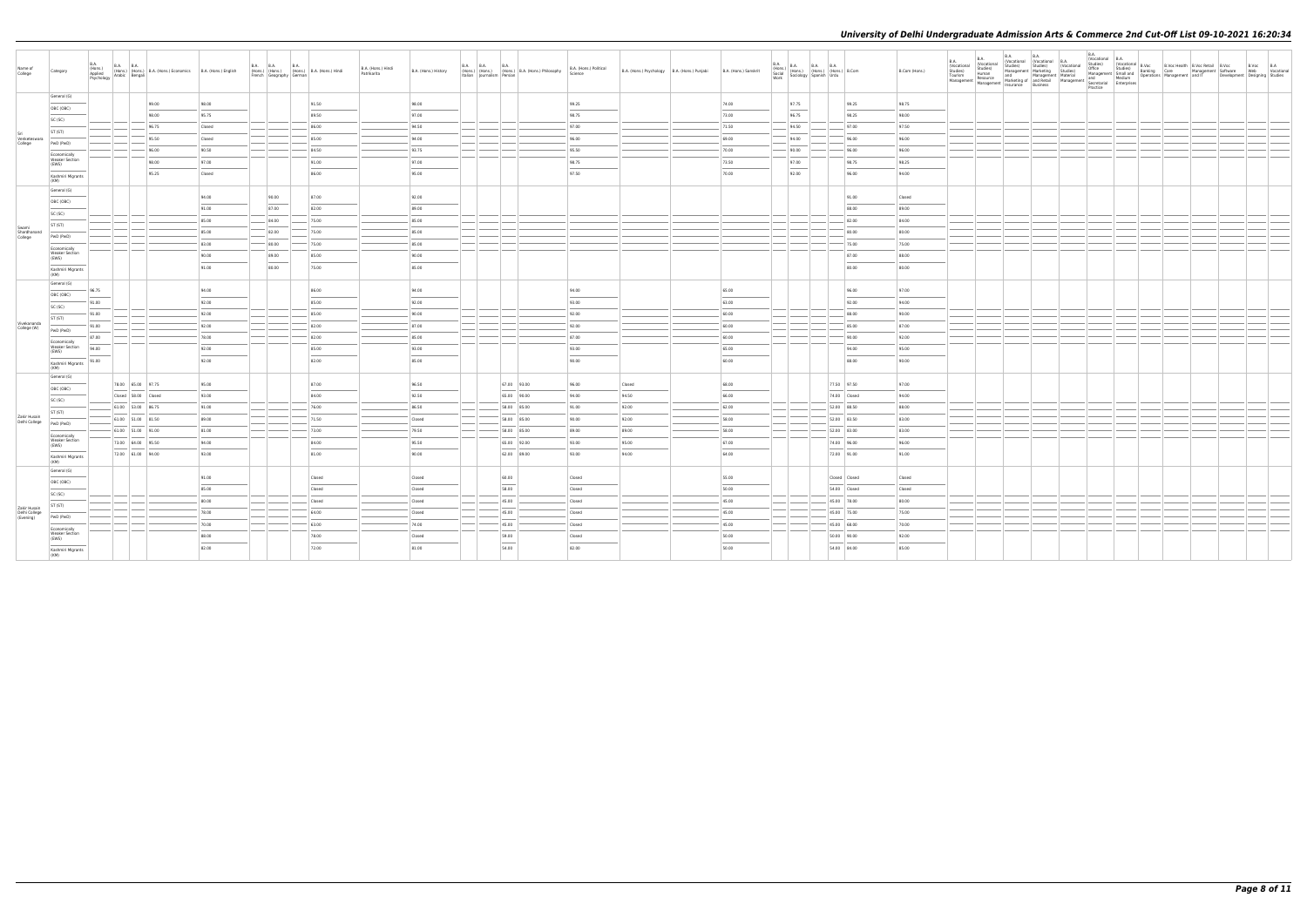# University of Delhi Undergraduate Admission Arts & Commerce 2nd Cut-Off List 09-10-2021 16:20:34

| Name of College | Category | B.A. (Hons.) Applied Psychology | B.A. (Hons.) Arabic | B.A. (Hons.) Bengali | B.A. (Hons.) Economics | B.A. (Hons.) English | B.A. (Hons.) French | B.A. (Hons.) Geography | B.A. (Hons.) German | B.A. (Hons.) Hindi | B.A. (Hons.) Hindi Patrikarita | B.A. (Hons.) History | B.A. (Hons.) Italian | B.A. (Hons.) Journalism | B.A. (Hons.) Persian | B.A. (Hons.) Philosophy | B.A. (Hons.) Political Science | B.A. (Hons.) Psychology | B.A. (Hons.) Punjabi | B.A. (Hons.) Sanskrit | B.A. (Hons.) Social Work | B.A. (Hons.) Sociology | B.A. (Hons.) Spanish | B.A. (Hons.) Urdu | B.Com | B.Com (Hons.) | B.A. (Vocational Studies) Tourism Management | B.A. (Vocational Studies) Human Resource Management | B.A. (Vocational Studies) Management and Marketing of Insurance | B.A. (Vocational Studies) Marketing Management and Retail Business | B.A. (Vocational Studies) Material Management | B.A. (Vocational Studies) Office Management and Secretarial Practice | B.A. (Vocational Studies) Small and Medium Enterprises | B.Voc Banking Operations | B.Voc Health Care Management | B.Voc Retail Management and IT | B.Voc Software Development | B.Voc Web Designing | B.A Vocational Studies |
|---|---|---|---|---|---|---|---|---|---|---|---|---|---|---|---|---|---|---|---|---|---|---|---|---|---|---|---|---|---|---|---|---|---|---|---|---|---|---|---|
| Sri Venkateswara College | General (G) | | | | 99.00 | 98.00 | | | | 91.50 | | 98.00 | | | | | 99.25 | | | 74.00 | | 97.75 | | | 99.25 | 98.75 | | | | | | | | | | | | | |
| | OBC (OBC) | | | | 98.00 | 95.75 | | | | 89.50 | | 97.00 | | | | | 98.75 | | | 73.00 | | 96.75 | | | 98.25 | 98.00 | | | | | | | | | | | | | |
| | SC (SC) | | | | 96.75 | Closed | | | | 86.00 | | 94.50 | | | | | 97.00 | | | 71.50 | | 94.50 | | | 97.00 | 97.50 | | | | | | | | | | | | | |
| | ST (ST) | | | | 95.50 | Closed | | | | 85.00 | | 94.00 | | | | | 96.00 | | | 69.00 | | 94.00 | | | 96.00 | 96.00 | | | | | | | | | | | | | |
| | PwD (PwD) | | | | 96.00 | 90.50 | | | | 84.50 | | 92.75 | | | | | 95.50 | | | 70.00 | | 93.00 | | | 96.00 | 96.00 | | | | | | | | | | | | | |
| | Economically Weaker Section (EWS) | | | | 98.00 | 97.00 | | | | 91.00 | | 97.00 | | | | | 98.75 | | | 73.50 | | 97.00 | | | 98.75 | 98.25 | | | | | | | | | | | | | |
| | Kashmiri Migrants (KM) | | | | 95.25 | Closed | | | | 86.00 | | 95.00 | | | | | 97.50 | | | 70.00 | | 92.00 | | | 96.00 | 94.00 | | | | | | | | | | | | | |
| Swami Shardhanand College | General (G) | | | | | 94.00 | | 90.00 | | 87.00 | | 92.00 | | | | | | | | | | | | | 91.00 | Closed | | | | | | | | | | | | | |
| | OBC (OBC) | | | | | 91.00 | | 87.00 | | 82.00 | | 89.00 | | | | | | | | | | | | | 88.00 | 89.00 | | | | | | | | | | | | | |
| | SC (SC) | | | | | 85.00 | | 84.00 | | 75.00 | | 85.00 | | | | | | | | | | | | | 82.00 | 84.00 | | | | | | | | | | | | | |
| | ST (ST) | | | | | 85.00 | | 82.00 | | 75.00 | | 85.00 | | | | | | | | | | | | | 80.00 | 80.00 | | | | | | | | | | | | | |
| | PwD (PwD) | | | | | 83.00 | | 80.00 | | 75.00 | | 85.00 | | | | | | | | | | | | | 75.00 | 75.00 | | | | | | | | | | | | | |
| | Economically Weaker Section (EWS) | | | | | 90.00 | | 89.00 | | 85.00 | | 90.00 | | | | | | | | | | | | | 87.00 | 88.00 | | | | | | | | | | | | | |
| | Kashmiri Migrants (KM) | | | | | 91.00 | | 88.00 | | 75.00 | | 85.00 | | | | | | | | | | | | | 80.00 | 83.00 | | | | | | | | | | | | | |
| Vivekananda College (W) | General (G) | 96.75 | | | | 94.00 | | | | 86.00 | | 94.00 | | | | | 94.00 | | | 65.00 | | | | | 96.00 | 97.00 | | | | | | | | | | | | | |
| | OBC (OBC) | 91.00 | | | | 92.00 | | | | 85.00 | | 92.00 | | | | | 93.00 | | | 63.00 | | | | | 92.00 | 94.00 | | | | | | | | | | | | | |
| | SC (SC) | 91.00 | | | | 92.00 | | | | 85.00 | | 90.00 | | | | | 92.00 | | | 60.00 | | | | | 88.00 | 90.00 | | | | | | | | | | | | | |
| | ST (ST) | 91.00 | | | | 92.00 | | | | 82.00 | | 87.00 | | | | | 92.00 | | | 60.00 | | | | | 85.00 | 87.00 | | | | | | | | | | | | | |
| | PwD (PwD) | 87.00 | | | | 78.00 | | | | 82.00 | | 85.00 | | | | | 87.00 | | | 60.00 | | | | | 90.00 | 92.00 | | | | | | | | | | | | | |
| | Economically Weaker Section (EWS) | 94.00 | | | | 92.00 | | | | 85.00 | | 93.00 | | | | | 93.00 | | | 65.00 | | | | | 94.00 | 95.00 | | | | | | | | | | | | | |
| | Kashmiri Migrants (KM) | 91.00 | | | | 92.00 | | | | 82.00 | | 85.00 | | | | | 90.00 | | | 60.00 | | | | | 88.00 | 90.00 | | | | | | | | | | | | | |
| Zakir Husain Delhi College | General (G) | | 78.00 | 65.00 | 97.75 | 95.00 | | | | 87.00 | | 96.50 | | | 67.00 | 93.00 | 96.00 | Closed | | 68.00 | | | | 77.50 | 97.50 | 97.00 | | | | | | | | | | | | | |
| | OBC (OBC) | | Closed | 58.00 | Closed | 93.00 | | | | 84.00 | | 92.50 | | | 65.00 | 90.00 | 94.00 | 94.50 | | 66.00 | | | | 74.00 | Closed | 94.00 | | | | | | | | | | | | | |
| | SC (SC) | | 61.00 | 53.00 | 86.75 | 91.00 | | | | 76.00 | | 86.50 | | | 58.00 | 85.00 | 91.00 | 92.00 | | 62.00 | | | | 52.00 | 88.50 | 88.00 | | | | | | | | | | | | | |
| | ST (ST) | | 61.00 | 51.00 | 81.50 | 89.00 | | | | 71.50 | | Closed | | | 58.00 | 85.00 | 90.00 | 92.00 | | 58.00 | | | | 52.00 | 83.50 | 83.00 | | | | | | | | | | | | | |
| | PwD (PwD) | | 61.00 | 51.00 | 91.00 | 81.00 | | | | 73.00 | | 79.50 | | | 58.00 | 85.00 | 89.00 | 89.00 | | 58.00 | | | | 52.00 | 83.00 | 83.00 | | | | | | | | | | | | | |
| | Economically Weaker Section (EWS) | | 73.00 | 60.00 | 95.50 | 94.00 | | | | 84.00 | | 95.50 | | | 65.00 | 92.00 | 93.00 | 95.00 | | 67.00 | | | | 74.00 | 96.00 | 96.00 | | | | | | | | | | | | | |
| | Kashmiri Migrants (KM) | | 72.00 | 61.00 | 94.00 | 93.00 | | | | 81.00 | | 90.00 | | | 62.00 | 89.00 | 93.00 | 94.00 | | 64.00 | | | | 72.00 | 91.00 | 91.00 | | | | | | | | | | | | | |
| Zakir Husain Delhi College (Evening) | General (G) | | | | | 91.00 | | | | Closed | | Closed | | | 68.00 | | Closed | | | 55.00 | | | | Closed | Closed | Closed | | | | | | | | | | | | | |
| | OBC (OBC) | | | | | 85.00 | | | | Closed | | Closed | | | 58.00 | | Closed | | | 50.00 | | | | 54.00 | Closed | Closed | | | | | | | | | | | | | |
| | SC (SC) | | | | | 80.00 | | | | Closed | | Closed | | | 45.00 | | Closed | | | 45.00 | | | | 45.00 | 78.00 | 80.00 | | | | | | | | | | | | | |
| | ST (ST) | | | | | 78.00 | | | | 64.00 | | Closed | | | 45.00 | | Closed | | | 45.00 | | | | 45.00 | 75.00 | 75.00 | | | | | | | | | | | | | |
| | PwD (PwD) | | | | | 70.00 | | | | 63.00 | | 74.00 | | | 45.00 | | Closed | | | 45.00 | | | | 45.00 | 68.00 | 70.00 | | | | | | | | | | | | | |
| | Economically Weaker Section (EWS) | | | | | 88.00 | | | | 78.00 | | Closed | | | 59.00 | | Closed | | | 50.00 | | | | 50.00 | 90.00 | 92.00 | | | | | | | | | | | | | |
| | Kashmiri Migrants (KM) | | | | | 82.00 | | | | 72.00 | | 81.00 | | | 54.00 | | 82.00 | | | 50.00 | | | | 54.00 | 64.00 | 85.00 | | | | | | | | | | | | | |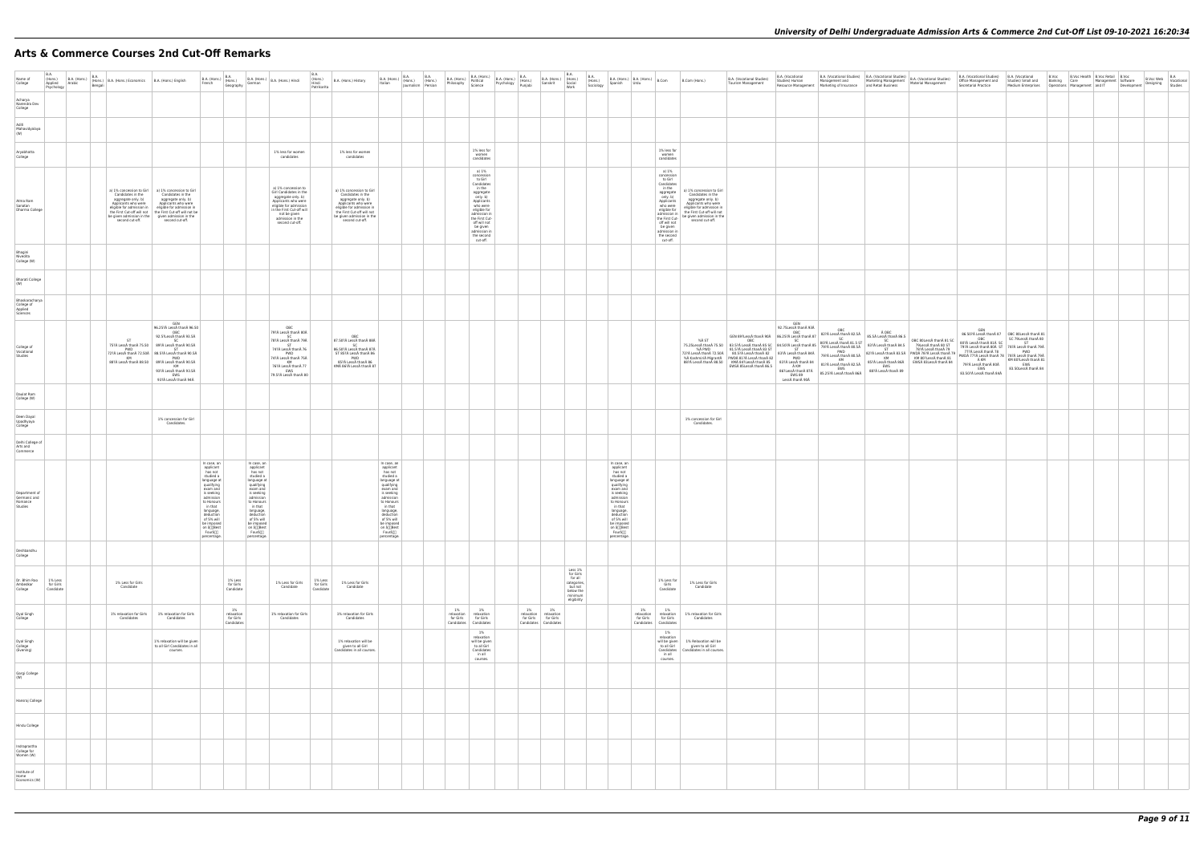# Arts & Commerce Courses 2nd Cut-Off Remarks

| Name of College | B.A. (Hons.) Applied Psychology | B.A. (Hons.) Arabic | B.A. (Hons.) Bengali | B.A. (Hons.) Economics | B.A. (Hons.) English | B.A. (Hons.) French | B.A. (Hons.) Geography | B.A. (Hons.) German | B.A. (Hons.) Hindi | B.A. (Hons.) Hindi Patrakarita | B.A. (Hons.) History | B.A. (Hons.) Italian | B.A. (Hons.) Journalism | B.A. (Hons.) Persian | B.A. (Hons.) Philosophy | B.A. (Hons.) Political Science | B.A. (Hons.) Psychology | B.A. (Hons.) Punjabi | B.A. (Hons.) Sanskrit | B.A. (Hons.) Social Work | B.A. (Hons.) Sociology | B.A. (Hons.) Spanish | B.A. (Hons.) Urdu | B.Com | B.Com (Hons.) | B.A. (Vocational Studies) Tourism Management | B.A. (Vocational Studies) Human Resource Management | B.A. (Vocational Studies) Management and Marketing of Insurance | B.A. (Vocational Studies) Marketing Management and Retail Business | B.A. (Vocational Studies) Material Management | B.A. (Vocational Studies) Office Management and Secretarial Practice | B.A. (Vocational Studies) Small and Medium Enterprises | B.Voc Banking Operations | B.Voc Health Care Management | B.Voc Retail Management and IT | B.Voc Software Development | B.Voc Web Designing | B.A Vocational Studies |
|---|---|---|---|---|---|---|---|---|---|---|---|---|---|---|---|---|---|---|---|---|---|---|---|---|---|---|---|---|---|---|---|---|---|---|---|---|---|---|
| Acharya Narendra Dev College | | | | | | | | | | | | | | | | | | | | | | | | | | | | | | | | | | | | | | |
| Aditi Mahavidyalaya (W) | | | | | | | | | | | | | | | | | | | | | | | | | | | | | | | | | | | | | | |
| Aryabhatta College | | | | | | | | | 1% less for women candidates | | 1% less for women candidates | | | | | 1% less for women candidates | | | | | | | | 1% less for women candidates | | | | | | | | | | | | | | |
| Atma Ram Sanatan Dharma College | | | | a) 1% concession to Girl Candidates in the aggregate only. b) Applicants who were eligible for admission in the First Cut-off will not be given admission in the second cut-off. | a) 1% concession to Girl Candidates in the aggregate only. b) Applicants who were eligible for admission in the First Cut-off will not be given admission in the second cut-off. | | | | a) 1% concession to Girl Candidates in the aggregate only. b) Applicants who were eligible for admission in the First Cut-off will not be given admission in the second cut-off. | | a) 1% concession to Girl Candidates in the aggregate only. b) Applicants who were eligible for admission in the First Cut-off will not be given admission in the second cut-off. | | | | | a) 1% concession to Girl Candidates in the aggregate only. b) Applicants who were eligible for admission in the First Cut-off will not be given admission in the second cut-off. | | | | | | | | a) 1% concession to Girl Candidates in the aggregate only. b) Applicants who were eligible for admission in the First Cut-off will not be given admission in the second cut-off. | a) 1% concession to Girl Candidates in the aggregate only. b) Applicants who were eligible for admission in the First Cut-off will not be given admission in the second cut-off. | | | | | | | | | | | | | |
| Bhagini Nivedita College (W) | | | | | | | | | | | | | | | | | | | | | | | | | | | | | | | | | | | | | | |
| Bharati College (W) | | | | | | | | | | | | | | | | | | | | | | | | | | | | | | | | | | | | | | |
| Bhaskaracharya College of Applied Sciences | | | | | | | | | | | | | | | | | | | | | | | | | | | | | | | | | | | | | | |
| College of Vocational Studies | | | | ST 75Â Less thanÂ 75.50 PWD 72Â Less thanÂ 72.50A KM 88Â Less thanÂ 89.50 | GEN 96.25Â Less thanÂ 96.50 OBC 92.5Â Less thanÂ 91.50 SC 89Â Less thanÂ 90.50 ST 88.5Â Less thanÂ 90.50 PWD 89Â Less thanÂ 90.50 KM 93Â Less thanÂ 93.50 EWS 93Â Less thanÂ 94Â | | | | OBC 79Â Less thanÂ 80Â SC 78Â Less thanÂ 79Â ST 74Â Less thanÂ 76 PWD 74Â Less thanÂ 75Â KM 76Â Less thanÂ 77 EWS 79.5Â Less thanÂ 80 | | OBC 87.50Â Less thanÂ 88Â SC 86.50Â Less thanÂ 87Â ST 85Â Less thanÂ 86 PWD 85Â Less thanÂ 86 KMÂ 86Â Less thanÂ 87 | | | | | | | | | | | | | | ÂST 75.25Â Less thanÂ 75.50 ÂPWD 72Â Less thanÂ 72.50A ÂKMÂ 88Â Less thanÂ 88.50 | GEN 89Â Less thanÂ 90Â OBC 83.5Â Less thanÂ 85 SC 81.5Â Less thanÂ 83 ST 68.5Â Less thanÂ 82 PWDÂ 81.5Â Less thanÂ 82 KMÂ 84Â Less thanÂ 85 EWSÂ 85Â Less thanÂ 86.5 | GEN 92.75Â Less thanÂ 93Â OBC 86.25Â Less thanÂ 87 SC 84.50Â Less thanÂ 85 ST 63Â Less thanÂ 84A PWD 83Â Less thanÂ 84A KM 84Â Less thanÂ 87A EWS 89Â Less thanÂ 90A | OBC 83Â Less thanÂ 83.5Â SC 80Â Less thanÂ 81.5Â ST 79Â Less thanÂ 80.5Â PWD 79Â Less thanÂ 80.5Â KM 81Â Less thanÂ 82.5Â EWS 85.25Â Less thanÂ 86Â | Â OBC 85.5Â Less thanÂ 86.5 SC 83Â Less thanÂ 84.5 ST 79Â Less thanÂ 79.5 PWD 82Â Less thanÂ 83.5Â KM 85Â Less thanÂ 86Â EWS 88Â Less thanÂ 89 | OBC 80Â Less thanÂ 81 SC 79Â Less thanÂ 80 ST 76Â Less thanÂ 79 PWDÂ 76Â Less thanÂ 79 KMÂ 80Â Less thanÂ 81 EWSÂ 83Â Less thanÂ 84 | GEN 86.50Â Less thanÂ 87 OBC 83Â Less thanÂ 83.5Â SC 79Â Less thanÂ 80Â ST 77Â Less thanÂ 78 PWDÂ 77Â Less thanÂ 78Â KMÂ 79Â Less thanÂ 80Â EWS 83.50Â Less thanÂ 84Â | OBC 80Â Less thanÂ 81 SC 79Â Less thanÂ 80 ST 78Â Less thanÂ 79Â PWD 78Â Less thanÂ 79Â KMÂ 80Â Less thanÂ 81 EWS 83.50Â Less thanÂ 84 | | | | | | |
| Daulat Ram College (W) | | | | | | | | | | | | | | | | | | | | | | | | | | | | | | | | | | | | | | |
| Deen Dayal Upadhyaya College | | | | | 1% concession for Girl Candidates. | | | | | | | | | | | | | | | | | | | | 1% concession for Girl Candidates. | | | | | | | | | | | | | |
| Delhi College of Arts and Commerce | | | | | | | | | | | | | | | | | | | | | | | | | | | | | | | | | | | | | | |
| Department of Germanic and Romance Studies | | | | | | In case, an applicant has not studied a language at qualifying exam and is seeking admission to Honours in that language, deduction of 5% will be imposed on âBest Fourâ percentage. | | In case, an applicant has not studied a language at qualifying exam and is seeking admission to Honours in that language, deduction of 5% will be imposed on âBest Fourâ percentage. | | | | In case, an applicant has not studied a language at qualifying exam and is seeking admission to Honours in that language, deduction of 5% will be imposed on âBest Fourâ percentage. | | | | | | | | | | In case, an applicant has not studied a language at qualifying exam and is seeking admission to Honours in that language, deduction of 5% will be imposed on âBest Fourâ percentage. | | | | | | | | | | | | | | | | |
| Deshbandhu College | | | | | | | | | | | | | | | | | | | | | | | | | | | | | | | | | | | | | | |
| Dr. Bhim Rao Ambedkar College | 1% Less for Girls Candidate | | | 1% Less for Girls Candidate | | | 1% Less for Girls Candidate | | 1% Less for Girls Candidate | 1% Less for Girls Candidate | 1% Less for Girls Candidate | | | | | | | | | Less 1% for Girls for all categories, but not below the minimum eligibility. | | | | 1% Less for Girls Candidate | 1% Less for Girls Candidate | | | | | | | | | | | | | |
| Dyal Singh College | | | | 1% relaxation for Girls Candidates | 1% relaxation for Girls Candidates | | 1% relaxation for Girls Candidates | | 1% relaxation for Girls Candidates | | 1% relaxation for Girls Candidates | | | | 1% relaxation for Girls Candidates | 1% relaxation for Girls Candidates | | 1% relaxation for Girls Candidates | 1% relaxation for Girls Candidates | | | | 1% relaxation for Girls Candidates | 1% relaxation for Girls Candidates | 1% relaxation for Girls Candidates | | | | | | | | | | | | | |
| Dyal Singh College (Evening) | | | | | 1% relaxation will be given to all Girl Candidates in all courses. | | | | | | 1% relaxation will be given to all Girl Candidates in all courses. | | | | | 1% relaxation will be given to all Girl Candidates in all courses. | | | | | | | | 1% relaxation will be given to all Girl Candidates in all courses. | 1% Relaxation will be given to all Girl Candidates in all courses. | | | | | | | | | | | | | |
| Gargi College (W) | | | | | | | | | | | | | | | | | | | | | | | | | | | | | | | | | | | | | | |
| Hansraj College | | | | | | | | | | | | | | | | | | | | | | | | | | | | | | | | | | | | | | |
| Hindu College | | | | | | | | | | | | | | | | | | | | | | | | | | | | | | | | | | | | | | |
| Indraprastha College for Women (W) | | | | | | | | | | | | | | | | | | | | | | | | | | | | | | | | | | | | | | |
| Institute of Home Economics (W) | | | | | | | | | | | | | | | | | | | | | | | | | | | | | | | | | | | | | | |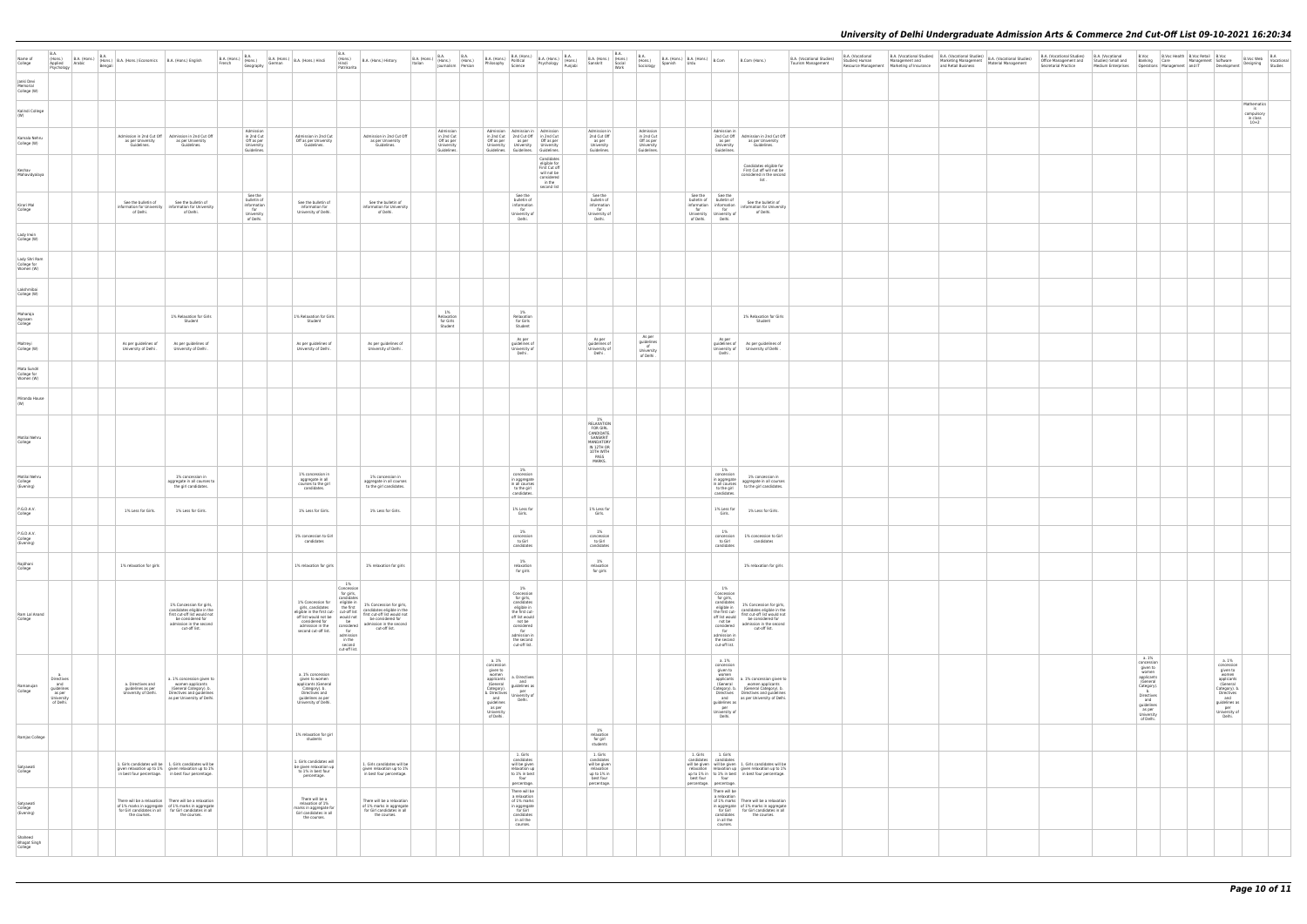| Name of College | B.A. (Hons.) Applied Psychology | B.A. (Hons.) Arabic | B.A. (Hons.) Bengali | B.A. (Hons.) Economics | B.A. (Hons.) English | B.A. (Hons.) French | B.A. (Hons.) Geography | B.A. (Hons.) German | B.A. (Hons.) Hindi | B.A. (Hons.) Hindi Patrikarita | B.A. (Hons.) History | B.A. (Hons.) Italian | B.A. (Hons.) Journalism | B.A. (Hons.) Persian | B.A. (Hons.) Philosophy | B.A. (Hons.) Political Science | B.A. (Hons.) Psychology | B.A. (Hons.) Punjabi | B.A. (Hons.) Sanskrit | B.A. (Hons.) Social Work | B.A. (Hons.) Sociology | B.A. (Hons.) Spanish | B.A. (Hons.) Urdu | B.Com | B.Com (Hons.) | B.A. (Vocational Studies) Tourism Management | B.A. (Vocational Studies) Human Resource Management | B.A. (Vocational Studies) Management and Marketing of Insurance | B.A. (Vocational Studies) Marketing Management and Retail Business | B.A. (Vocational Studies) Material Management | B.A. (Vocational Studies) Office Management and Secretarial Practice | B.A. (Vocational Studies) Small and Medium Enterprises | B.Voc Banking Operations | B.Voc Health Care Management | B.Voc Retail Management and IT | B.Voc Software Development | B.Voc Web Designing | B.A Vocational Studies |
|---|---|---|---|---|---|---|---|---|---|---|---|---|---|---|---|---|---|---|---|---|---|---|---|---|---|---|---|---|---|---|---|---|---|---|---|---|---|---|
| Janki Devi Memorial College (W) | | | | | | | | | | | | | | | | | | | | | | | | | | | | | | | | | | | | | | |
| Kalindi College (W) | | | | | | | | | | | | | | | | | | | | | | | | | | | | | | | | | | | | | Mathematics is compulsory in class 10+2 | |
| Kamala Nehru College (W) | | | | Admission in 2nd Cut Off as per University Guidelines. | Admission in 2nd Cut Off as per University Guidelines. | | Admission in 2nd Cut Off as per University Guidelines. | | Admission in 2nd Cut Off as per University Guidelines. | | Admission in 2nd Cut Off as per University Guidelines. | | Admission in 2nd Cut Off as per University Guidelines. | | Admission in 2nd Cut Off as per University Guidelines. | Admission in 2nd Cut Off as per University Guidelines. | Admission in 2nd Cut Off as per University Guidelines. | | Admission in 2nd Cut Off as per University Guidelines. | | Admission in 2nd Cut Off as per University Guidelines. | | | Admission in 2nd Cut Off as per University Guidelines. | Admission in 2nd Cut Off as per University Guidelines. | | | | | | | | | | | | | |
| Keshav Mahavidyalaya | | | | | | | | | | | | | | | | | Candidates eligible for First Cut off will not be considered in the second list | | | | | | | | Candidates eligible for First Cut off will not be considered in the second list. | | | | | | | | | | | | | |
| Kirori Mal College | | | | See the bulletin of information for University of Delhi. | See the bulletin of information for University of Delhi. | | See the bulletin of information for University of Delhi. | | See the bulletin of information for University of Delhi. | | See the bulletin of information for University of Delhi. | | | | | See the bulletin of information for University of Delhi. | | | See the bulletin of information for University of Delhi. | | | | See the bulletin of information for University of Delhi. | See the bulletin of information for University of Delhi. | See the bulletin of information for University of Delhi. | | | | | | | | | | | | | |
| Lady Irwin College (W) | | | | | | | | | | | | | | | | | | | | | | | | | | | | | | | | | | | | | | |
| Lady Shri Ram College for Women (W) | | | | | | | | | | | | | | | | | | | | | | | | | | | | | | | | | | | | | | |
| Lakshmibai College (W) | | | | | | | | | | | | | | | | | | | | | | | | | | | | | | | | | | | | | | |
| Maharaja Agrasen College | | | | | 1% Relaxation for Girls Student | | | | 1% Relaxation for Girls Student | | | | 1% Relaxation for Girls Student | | | 1% Relaxation for Girls Student | | | | | | | | | 1% Relaxation for Girls Student | | | | | | | | | | | | | |
| Maitreyi College (W) | | | | As per guidelines of University of Delhi . | As per guidelines of University of Delhi . | | | | As per guidelines of University of Delhi . | | As per guidelines of University of Delhi . | | | | | As per guidelines of University of Delhi . | | | As per guidelines of University of Delhi . | | As per guidelines of University of Delhi . | | | As per guidelines of University of Delhi . | As per guidelines of University of Delhi . | | | | | | | | | | | | | |
| Mata Sundri College for Women (W) | | | | | | | | | | | | | | | | | | | | | | | | | | | | | | | | | | | | | | |
| Miranda House (W) | | | | | | | | | | | | | | | | | | | | | | | | | | | | | | | | | | | | | | |
| Motilal Nehru College | | | | | | | | | | | | | | | | | | | 1% RELAXATION FOR GIRL CANDIDATE. SANSKRIT MANDATORY IN 12TH OR 10TH WITH PASS MARKS. | | | | | | | | | | | | | | | | | | | |
| Motilal Nehru College (Evening) | | | | | 1% concession in aggregate to all the girl candidates. | | | | 1% concession in aggregate to all courses to the girl candidates. | | 1% concession in aggregate in all courses to the girl candidates. | | | | | 1% concession in aggregate in all courses to the girl candidates. | | | | | | | | 1% concession in aggregate in all courses to the girl candidates. | 1% concession in aggregate in all courses to the girl candidates. | | | | | | | | | | | | | |
| P.G.D.A.V. College | | | | 1% Less for Girls. | 1% Less for Girls. | | | | 1% Less for Girls. | | 1% Less for Girls. | | | | | 1% Less for Girls. | | | 1% Less for Girls. | | | | | 1% Less for Girls. | 1% Less for Girls. | | | | | | | | | | | | | |
| P.G.D.A.V. College (Evening) | | | | | | | | | 1% concession to Girl candidates | | | | | | | 1% concession to Girl candidates | | | 1% concession to Girl candidates | | | | | 1% concession to Girl candidates | 1% concession to Girl candidates | | | | | | | | | | | | | |
| Rajdhani College | | | | 1% relaxation for girls | | | | | 1% relaxation for girls | | 1% relaxation for girls | | | | | 1% relaxation for girls | | | 1% relaxation for girls | | | | | | 1% relaxation for girls | | | | | | | | | | | | | |
| Ram Lal Anand College | | | | | 1% Concession for girls, candidates eligible in the first cut-off list would not be considered for admission in the second cut-off list. | | | | 1% Concession for girls, candidates eligible in the first cut-off list would not be considered for admission in the second cut-off list. | 1% Concession for girls, candidates eligible in the first cut-off list would not be considered for admission in the second cut-off list. | 1% Concession for girls, candidates eligible in the first cut-off list would not be considered for admission in the second cut-off list. | | | | | 1% Concession for girls, candidates eligible in the first cut-off list would not be considered for admission in the second cut-off list. | | | | | | | | 1% Concession for girls, candidates eligible in the first cut-off list would not be considered for admission in the second cut-off list. | 1% Concession for girls, candidates eligible in the first cut-off list would not be considered for admission in the second cut-off list. | | | | | | | | | | | | | |
| Ramanujan College | a. Directives and guidelines as per University of Delhi. | | | a. Directives and guidelines as per University of Delhi. | a. 1% concession given to women applicants (General Category). b. Directives and guidelines as per University of Delhi. | | | | a. 1% concession given to women applicants (General Category). b. Directives and guidelines as per University of Delhi. | | | | | | a. 1% concession given to women applicants (General Category). b. Directives and guidelines as per University of Delhi. | a. Directives and guidelines as per University of Delhi. | | | | | | | | a. 1% concession given to women applicants (General Category). b. Directives and guidelines as per University of Delhi. | a. 1% concession given to women applicants (General Category). b. Directives and guidelines as per University of Delhi. | | | | | | | | a. 1% concession given to women applicants (General Category). b. Directives and guidelines as per University of Delhi. | | | a. 1% concession given to women applicants (General Category). b. Directives and guidelines as per University of Delhi. | | |
| Ramjas College | | | | | | | | | 1% relaxation for girl students | | | | | | | | | | 1% relaxation for girl students | | | | | | | | | | | | | | | | | | | |
| Satyawati College | | | | 1. Girls candidates will be given relaxation up to 1% in best four percentage. | 1. Girls candidates will be given relaxation up to 1% in best four percentage. | | | | 1. Girls candidates will be given relaxation up to 1% in best four percentage. | | 1. Girls candidates will be given relaxation up to 1% in best four percentage. | | | | | 1. Girls candidates will be given relaxation up to 1% in best four percentage. | | | 1. Girls candidates will be given relaxation up to 1% in best four percentage. | | | | 1. Girls candidates will be given relaxation up to 1% in best four percentage. | 1. Girls candidates will be given relaxation up to 1% in best four percentage. | 1. Girls candidates will be given relaxation up to 1% in best four percentage. | | | | | | | | | | | | | |
| Satyawati College (Evening) | | | | There will be a relaxation of 1% marks in aggregate for Girl candidates in all the courses. | There will be a relaxation of 1% marks in aggregate for Girl candidates in all the courses. | | | | There will be a relaxation of 1% marks in aggregate for Girl candidates in all the courses. | | There will be a relaxation of 1% marks in aggregate for Girl candidates in all the courses. | | | | | There will be a relaxation of 1% marks in aggregate for Girl candidates in all the courses. | | | | | | | | There will be a relaxation of 1% marks in aggregate for Girl candidates in all the courses. | There will be a relaxation of 1% marks in aggregate for Girl candidates in all the courses. | | | | | | | | | | | | | |
| Shaheed Bhagat Singh College | | | | | | | | | | | | | | | | | | | | | | | | | | | | | | | | | | | | | | |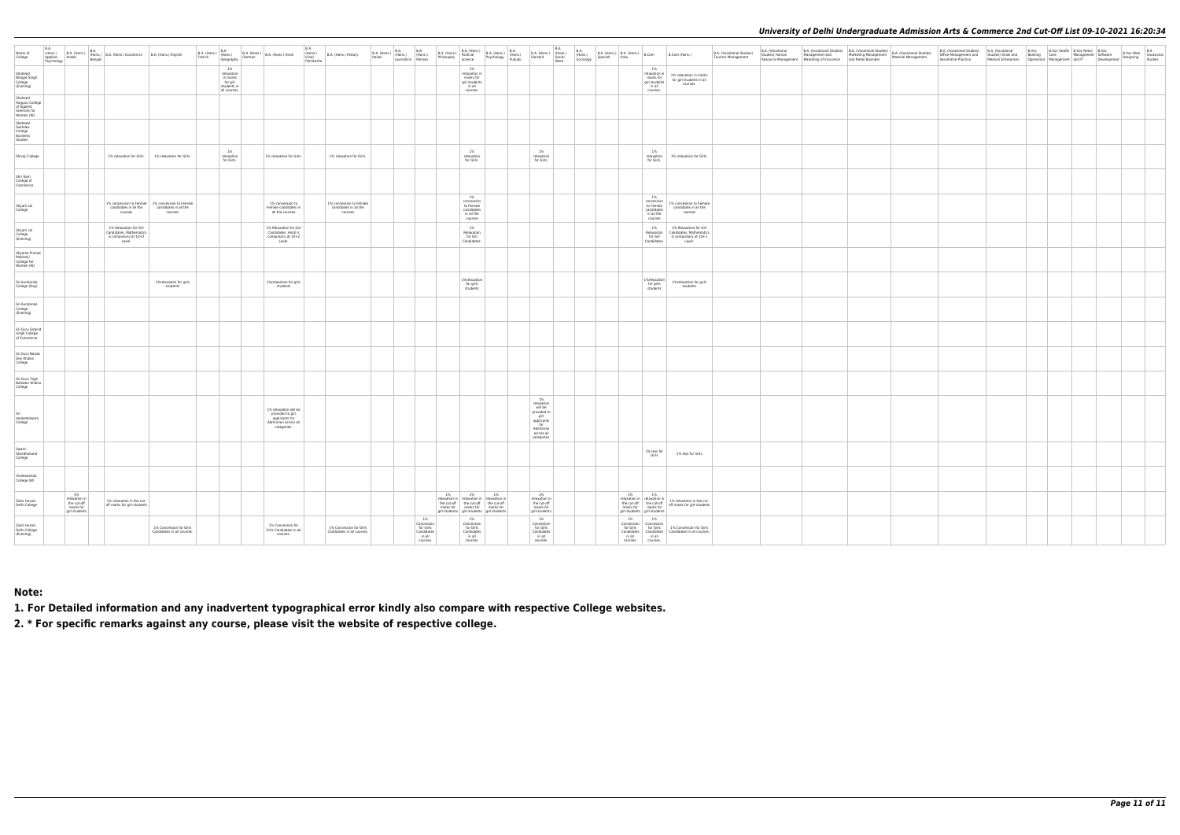| Name of College | B.A. (Hons.) Applied Psychology | B.A. (Hons.) Arabic | B.A. (Hons.) Bengali | B.A. (Hons.) Economics | B.A. (Hons.) English | B.A. (Hons.) French | B.A. (Hons.) Geography | B.A. (Hons.) German | B.A. (Hons.) Hindi | B.A. (Hons.) Hindi Patrikarita | B.A. (Hons.) History | B.A. (Hons.) Italian | B.A. (Hons.) Journalism | B.A. (Hons.) Persian | B.A. (Hons.) Philosophy | B.A. (Hons.) Political Science | B.A. (Hons.) Psychology | B.A. (Hons.) Punjabi | B.A. (Hons.) Sanskrit | B.A. (Hons.) Social Work | B.A. (Hons.) Sociology | B.A. (Hons.) Spanish | B.A. (Hons.) Urdu | B.Com | B.Com (Hons.) | B.A. (Vocational Studies) Tourism Management | B.A. (Vocational Studies) Human Resource Management | B.A. (Vocational Studies) Management and Marketing of Insurance | B.A. (Vocational Studies) Marketing Management and Retail Business | B.A. (Vocational Studies) Material Management | B.A. (Vocational Studies) Office Management and Secretarial Practice | B.A. (Vocational Studies) Small and Medium Enterprises | B.Voc Banking Operations | B.Voc Health Care | B.Voc Retail Management and IT | B.Voc Software Development | B.Voc Web Designing | B.A Vocational Studies |
|---|---|---|---|---|---|---|---|---|---|---|---|---|---|---|---|---|---|---|---|---|---|---|---|---|---|---|---|---|---|---|---|---|---|---|---|---|---|---|
| Shaheed Bhagat Singh College (Evening) | | | | | | | 1% relaxation in marks for girl students in all courses. | | | | | | | | | 1% relaxation in marks for girl students in all courses. | | | | | | | | 1% relaxation in marks for girl students in all courses. | 1% relaxation in marks for girl students in all courses. | | | | | | | | | | | | | |
| Shaheed Rajguru College of Applied Sciences for Women (W) | | | | | | | | | | | | | | | | | | | | | | | | | | | | | | | | | | | | | | |
| Shaheed Sukhdev College Business Studies | | | | | | | | | | | | | | | | | | | | | | | | | | | | | | | | | | | | | | |
| Shivaji College | | | | 1% relaxation for Girls. | 1% relaxation for Girls | | 1% relaxation for Girls. | | 1% relaxation for Girls. | | 1% relaxation for Girls. | | | | | 1% relaxation for Girls. | | | 1% relaxation for Girls. | | | | | 1% relaxation for Girls. | 1% relaxation for Girls. | | | | | | | | | | | | | |
| Shri Ram College of Commerce | | | | | | | | | | | | | | | | | | | | | | | | | | | | | | | | | | | | | | |
| Shyam Lal College | | | | 1% concession to Female candidates in all the courses | 1% concession to Female candidates in all the courses | | | | 1% concession to Female candidates in all the courses | | 1% concession to Female candidates in all the courses | | | | | 1% concession to Female candidates in all the courses | | | | | | | | 1% concession to Female candidates in all the courses | 1% concession to Female candidates in all the courses | | | | | | | | | | | | | |
| Shyam Lal College (Evening) | | | | 1% Relaxation for Girl Candidates. Mathematics is compulsory at 10+2 Level. | | | | | 1% Relaxation for Girl Candidates. Hindi is compulsory at 10+2 Level. | | | | | | | 1% Relaxation for Girl Candidates. | | | | | | | | 1% Relaxation for Girl Candidates. | 1% Relaxation for Girl Candidates. Mathematics is compulsory at 10+2 Level. | | | | | | | | | | | | | |
| Shyama Prasad Mukherji College For Women (W) | | | | | | | | | | | | | | | | | | | | | | | | | | | | | | | | | | | | | | |
| Sri Aurobindo College (Day) | | | | | 1%relaxation for girls students | | | | 1%relaxation for girls students | | | | | | | 1%relaxation for girls students | | | | | | | | 1%relaxation for girls students | 1%relaxation for girls students | | | | | | | | | | | | | |
| Sri Aurobindo College (Evening) | | | | | | | | | | | | | | | | | | | | | | | | | | | | | | | | | | | | | | |
| Sri Guru Gobind Singh College of Commerce | | | | | | | | | | | | | | | | | | | | | | | | | | | | | | | | | | | | | | |
| Sri Guru Nanak Dev Khalsa College | | | | | | | | | | | | | | | | | | | | | | | | | | | | | | | | | | | | | | |
| Sri Guru Tegh Bahadur Khalsa College | | | | | | | | | | | | | | | | | | | | | | | | | | | | | | | | | | | | | | |
| Sri Venketeswara College | | | | | | | | | 1% relaxation will be provided to girl applicants for Admission across all categories | | | | | | | | | | 1% relaxation will be provided to girl applicants for Admission across all categories. | | | | | | | | | | | | | | | | | | | |
| Swami Shraddhanand College | | | | | | | | | | | | | | | | | | | | | | | | 1% less for Girls | 1% less for Girls | | | | | | | | | | | | | |
| Vivekananda College (W) | | | | | | | | | | | | | | | | | | | | | | | | | | | | | | | | | | | | | | |
| Zakir Husain Delhi College | | 1% relaxation in the cut-off marks for girl-students | | 1% relaxation in the cut-off marks for girl-students | | | | | | | | | | | 1% relaxation in the cut-off marks for girl-students | 1% relaxation in the cut-off marks for girl-students | 1% relaxation in the cut-off marks for girl-students | | 1% relaxation in the cut-off marks for girl-students | | | | 1% relaxation in the cut-off marks for girl-students | 1% relaxation in the cut-off marks for girl-students | 1% relaxation in the cut-off marks for girl-students | | | | | | | | | | | | | |
| Zakir Husain Delhi College (Evening) | | | | | 1% Concession for Girls Candidates in all courses. | | | | 1% Concession for Girls Candidates in all courses. | | 1% Concession for Girls Candidates in all courses. | | | 1% Concession for Girls Candidates in all courses. | | 1% Concession for Girls Candidates in all courses. | | | 1% Concession for Girls Candidates in all courses. | | | | 1% Concession for Girls Candidates in all courses. | 1% Concession for Girls Candidates in all courses. | 1% Concession for Girls Candidates in all courses. | | | | | | | | | | | | | |

**Note:**

**1. For Detailed information and any inadvertent typographical error kindly also compare with respective College websites.**

**2. * For specific remarks against any course, please visit the website of respective college.**